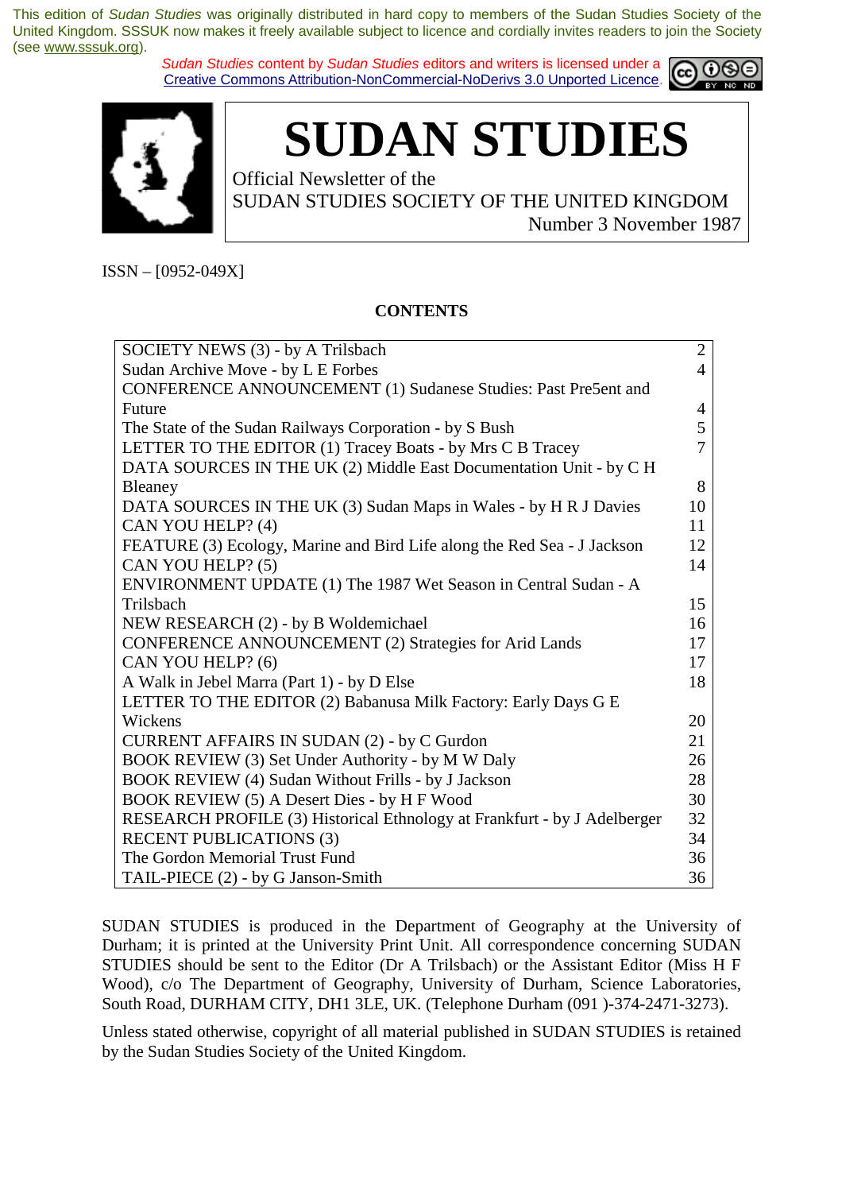This edition of *Sudan Studies* was originally distributed in hard copy to members of the Sudan Studies Society of the United Kingdom. SSSUK now makes it freely available subject to licence and cordially invites readers to join the Society (see www.sssuk.org).

*Sudan Studies* content by *Sudan Studies* editors and writers is licensed under a Creative Commons Attribution-NonCommercial-NoDerivs 3.0 Unported Licence.

# SUDAN STUDIES

Official Newsletter of the
SUDAN STUDIES SOCIETY OF THE UNITED KINGDOM
Number 3 November 1987

ISSN – [0952-049X]

## CONTENTS

| | |
|---|---|
| SOCIETY NEWS (3) - by A Trilsbach | 2 |
| Sudan Archive Move - by L E Forbes | 4 |
| CONFERENCE ANNOUNCEMENT (1) Sudanese Studies: Past Pre5ent and Future | 4 |
| The State of the Sudan Railways Corporation - by S Bush | 5 |
| LETTER TO THE EDITOR (1) Tracey Boats - by Mrs C B Tracey | 7 |
| DATA SOURCES IN THE UK (2) Middle East Documentation Unit - by C H Bleaney | 8 |
| DATA SOURCES IN THE UK (3) Sudan Maps in Wales - by H R J Davies | 10 |
| CAN YOU HELP? (4) | 11 |
| FEATURE (3) Ecology, Marine and Bird Life along the Red Sea - J Jackson | 12 |
| CAN YOU HELP? (5) | 14 |
| ENVIRONMENT UPDATE (1) The 1987 Wet Season in Central Sudan - A Trilsbach | 15 |
| NEW RESEARCH (2) - by B Woldemichael | 16 |
| CONFERENCE ANNOUNCEMENT (2) Strategies for Arid Lands | 17 |
| CAN YOU HELP? (6) | 17 |
| A Walk in Jebel Marra (Part 1) - by D Else | 18 |
| LETTER TO THE EDITOR (2) Babanusa Milk Factory: Early Days G E Wickens | 20 |
| CURRENT AFFAIRS IN SUDAN (2) - by C Gurdon | 21 |
| BOOK REVIEW (3) Set Under Authority - by M W Daly | 26 |
| BOOK REVIEW (4) Sudan Without Frills - by J Jackson | 28 |
| BOOK REVIEW (5) A Desert Dies - by H F Wood | 30 |
| RESEARCH PROFILE (3) Historical Ethnology at Frankfurt - by J Adelberger | 32 |
| RECENT PUBLICATIONS (3) | 34 |
| The Gordon Memorial Trust Fund | 36 |
| TAIL-PIECE (2) - by G Janson-Smith | 36 |

SUDAN STUDIES is produced in the Department of Geography at the University of Durham; it is printed at the University Print Unit. All correspondence concerning SUDAN STUDIES should be sent to the Editor (Dr A Trilsbach) or the Assistant Editor (Miss H F Wood), c/o The Department of Geography, University of Durham, Science Laboratories, South Road, DURHAM CITY, DH1 3LE, UK. (Telephone Durham (091 )-374-2471-3273).

Unless stated otherwise, copyright of all material published in SUDAN STUDIES is retained by the Sudan Studies Society of the United Kingdom.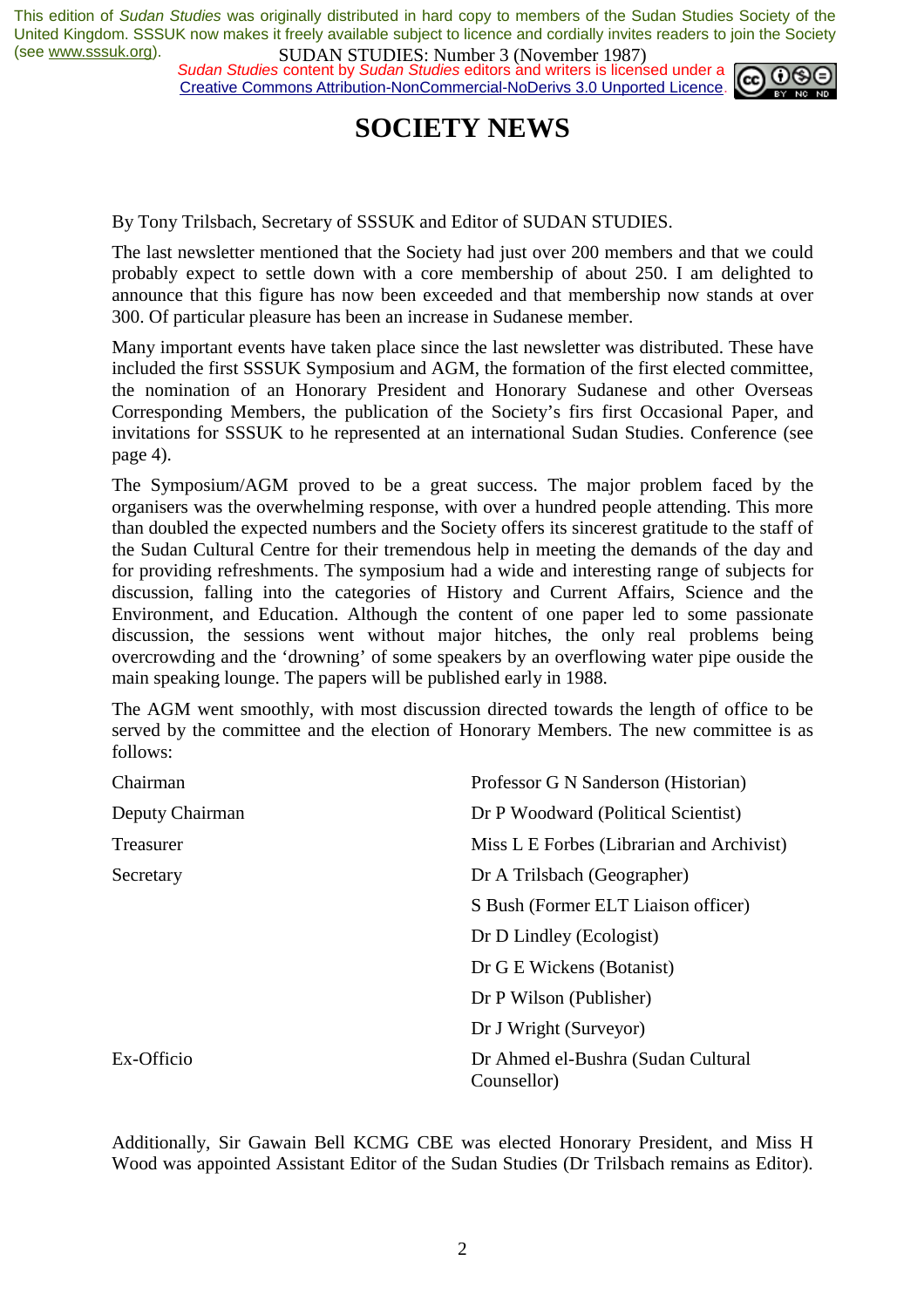# SOCIETY NEWS

By Tony Trilsbach, Secretary of SSSUK and Editor of SUDAN STUDIES.

The last newsletter mentioned that the Society had just over 200 members and that we could probably expect to settle down with a core membership of about 250. I am delighted to announce that this figure has now been exceeded and that membership now stands at over 300. Of particular pleasure has been an increase in Sudanese member.

Many important events have taken place since the last newsletter was distributed. These have included the first SSSUK Symposium and AGM, the formation of the first elected committee, the nomination of an Honorary President and Honorary Sudanese and other Overseas Corresponding Members, the publication of the Society's firs first Occasional Paper, and invitations for SSSUK to he represented at an international Sudan Studies. Conference (see page 4).

The Symposium/AGM proved to be a great success. The major problem faced by the organisers was the overwhelming response, with over a hundred people attending. This more than doubled the expected numbers and the Society offers its sincerest gratitude to the staff of the Sudan Cultural Centre for their tremendous help in meeting the demands of the day and for providing refreshments. The symposium had a wide and interesting range of subjects for discussion, falling into the categories of History and Current Affairs, Science and the Environment, and Education. Although the content of one paper led to some passionate discussion, the sessions went without major hitches, the only real problems being overcrowding and the 'drowning' of some speakers by an overflowing water pipe ouside the main speaking lounge. The papers will be published early in 1988.

The AGM went smoothly, with most discussion directed towards the length of office to be served by the committee and the election of Honorary Members. The new committee is as follows:

| | |
|---|---|
| Chairman | Professor G N Sanderson (Historian) |
| Deputy Chairman | Dr P Woodward (Political Scientist) |
| Treasurer | Miss L E Forbes (Librarian and Archivist) |
| Secretary | Dr A Trilsbach (Geographer) |
| | S Bush (Former ELT Liaison officer) |
| | Dr D Lindley (Ecologist) |
| | Dr G E Wickens (Botanist) |
| | Dr P Wilson (Publisher) |
| | Dr J Wright (Surveyor) |
| Ex-Officio | Dr Ahmed el-Bushra (Sudan Cultural Counsellor) |

Additionally, Sir Gawain Bell KCMG CBE was elected Honorary President, and Miss H Wood was appointed Assistant Editor of the Sudan Studies (Dr Trilsbach remains as Editor).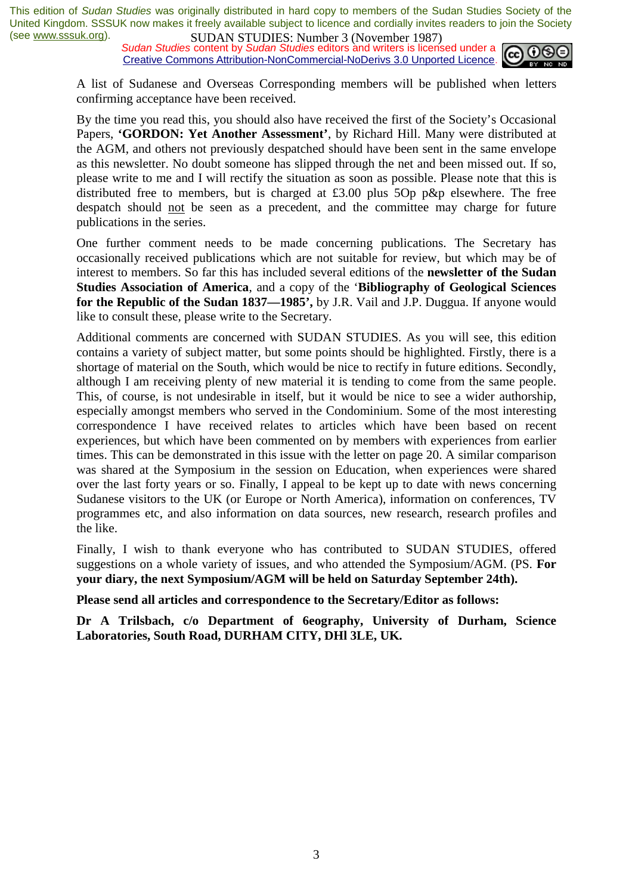A list of Sudanese and Overseas Corresponding members will be published when letters confirming acceptance have been received.

By the time you read this, you should also have received the first of the Society's Occasional Papers, **'GORDON: Yet Another Assessment'**, by Richard Hill. Many were distributed at the AGM, and others not previously despatched should have been sent in the same envelope as this newsletter. No doubt someone has slipped through the net and been missed out. If so, please write to me and I will rectify the situation as soon as possible. Please note that this is distributed free to members, but is charged at £3.00 plus 5Op p&p elsewhere. The free despatch should <u>not</u> be seen as a precedent, and the committee may charge for future publications in the series.

One further comment needs to be made concerning publications. The Secretary has occasionally received publications which are not suitable for review, but which may be of interest to members. So far this has included several editions of the **newsletter of the Sudan Studies Association of America**, and a copy of the '**Bibliography of Geological Sciences for the Republic of the Sudan 1837—1985',** by J.R. Vail and J.P. Duggua. If anyone would like to consult these, please write to the Secretary.

Additional comments are concerned with SUDAN STUDIES. As you will see, this edition contains a variety of subject matter, but some points should be highlighted. Firstly, there is a shortage of material on the South, which would be nice to rectify in future editions. Secondly, although I am receiving plenty of new material it is tending to come from the same people. This, of course, is not undesirable in itself, but it would be nice to see a wider authorship, especially amongst members who served in the Condominium. Some of the most interesting correspondence I have received relates to articles which have been based on recent experiences, but which have been commented on by members with experiences from earlier times. This can be demonstrated in this issue with the letter on page 20. A similar comparison was shared at the Symposium in the session on Education, when experiences were shared over the last forty years or so. Finally, I appeal to be kept up to date with news concerning Sudanese visitors to the UK (or Europe or North America), information on conferences, TV programmes etc, and also information on data sources, new research, research profiles and the like.

Finally, I wish to thank everyone who has contributed to SUDAN STUDIES, offered suggestions on a whole variety of issues, and who attended the Symposium/AGM. (PS. **For your diary, the next Symposium/AGM will be held on Saturday September 24th).**

**Please send all articles and correspondence to the Secretary/Editor as follows:**

**Dr A Trilsbach, c/o Department of 6eography, University of Durham, Science Laboratories, South Road, DURHAM CITY, DHl 3LE, UK.**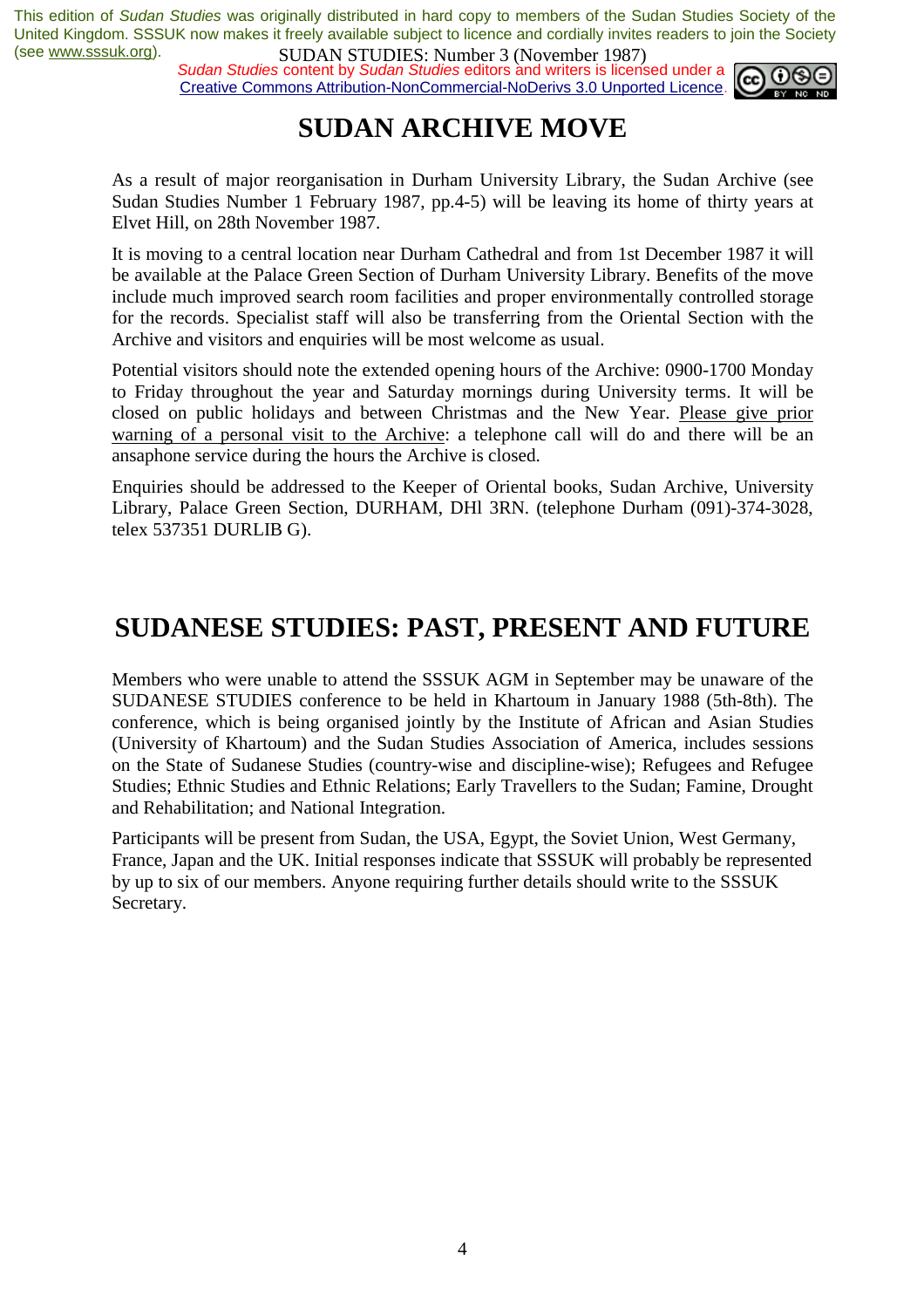# SUDAN ARCHIVE MOVE

As a result of major reorganisation in Durham University Library, the Sudan Archive (see Sudan Studies Number 1 February 1987, pp.4-5) will be leaving its home of thirty years at Elvet Hill, on 28th November 1987.

It is moving to a central location near Durham Cathedral and from 1st December 1987 it will be available at the Palace Green Section of Durham University Library. Benefits of the move include much improved search room facilities and proper environmentally controlled storage for the records. Specialist staff will also be transferring from the Oriental Section with the Archive and visitors and enquiries will be most welcome as usual.

Potential visitors should note the extended opening hours of the Archive: 0900-1700 Monday to Friday throughout the year and Saturday mornings during University terms. It will be closed on public holidays and between Christmas and the New Year. Please give prior warning of a personal visit to the Archive: a telephone call will do and there will be an ansaphone service during the hours the Archive is closed.

Enquiries should be addressed to the Keeper of Oriental books, Sudan Archive, University Library, Palace Green Section, DURHAM, DHl 3RN. (telephone Durham (091)-374-3028, telex 537351 DURLIB G).

# SUDANESE STUDIES: PAST, PRESENT AND FUTURE

Members who were unable to attend the SSSUK AGM in September may be unaware of the SUDANESE STUDIES conference to be held in Khartoum in January 1988 (5th-8th). The conference, which is being organised jointly by the Institute of African and Asian Studies (University of Khartoum) and the Sudan Studies Association of America, includes sessions on the State of Sudanese Studies (country-wise and discipline-wise); Refugees and Refugee Studies; Ethnic Studies and Ethnic Relations; Early Travellers to the Sudan; Famine, Drought and Rehabilitation; and National Integration.

Participants will be present from Sudan, the USA, Egypt, the Soviet Union, West Germany, France, Japan and the UK. Initial responses indicate that SSSUK will probably be represented by up to six of our members. Anyone requiring further details should write to the SSSUK Secretary.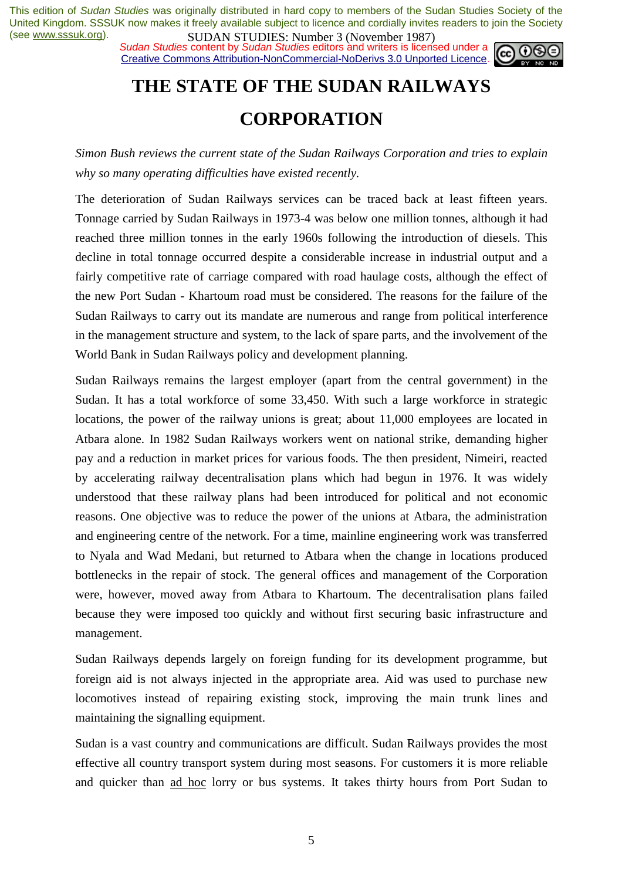This edition of *Sudan Studies* was originally distributed in hard copy to members of the Sudan Studies Society of the United Kingdom. SSSUK now makes it freely available subject to licence and cordially invites readers to join the Society (see www.sssuk.org).

SUDAN STUDIES: Number 3 (November 1987)

*Sudan Studies* content by *Sudan Studies* editors and writers is licensed under a Creative Commons Attribution-NonCommercial-NoDerivs 3.0 Unported Licence.

# THE STATE OF THE SUDAN RAILWAYS CORPORATION

*Simon Bush reviews the current state of the Sudan Railways Corporation and tries to explain why so many operating difficulties have existed recently.*

The deterioration of Sudan Railways services can be traced back at least fifteen years. Tonnage carried by Sudan Railways in 1973-4 was below one million tonnes, although it had reached three million tonnes in the early 1960s following the introduction of diesels. This decline in total tonnage occurred despite a considerable increase in industrial output and a fairly competitive rate of carriage compared with road haulage costs, although the effect of the new Port Sudan - Khartoum road must be considered. The reasons for the failure of the Sudan Railways to carry out its mandate are numerous and range from political interference in the management structure and system, to the lack of spare parts, and the involvement of the World Bank in Sudan Railways policy and development planning.

Sudan Railways remains the largest employer (apart from the central government) in the Sudan. It has a total workforce of some 33,450. With such a large workforce in strategic locations, the power of the railway unions is great; about 11,000 employees are located in Atbara alone. In 1982 Sudan Railways workers went on national strike, demanding higher pay and a reduction in market prices for various foods. The then president, Nimeiri, reacted by accelerating railway decentralisation plans which had begun in 1976. It was widely understood that these railway plans had been introduced for political and not economic reasons. One objective was to reduce the power of the unions at Atbara, the administration and engineering centre of the network. For a time, mainline engineering work was transferred to Nyala and Wad Medani, but returned to Atbara when the change in locations produced bottlenecks in the repair of stock. The general offices and management of the Corporation were, however, moved away from Atbara to Khartoum. The decentralisation plans failed because they were imposed too quickly and without first securing basic infrastructure and management.

Sudan Railways depends largely on foreign funding for its development programme, but foreign aid is not always injected in the appropriate area. Aid was used to purchase new locomotives instead of repairing existing stock, improving the main trunk lines and maintaining the signalling equipment.

Sudan is a vast country and communications are difficult. Sudan Railways provides the most effective all country transport system during most seasons. For customers it is more reliable and quicker than ad hoc lorry or bus systems. It takes thirty hours from Port Sudan to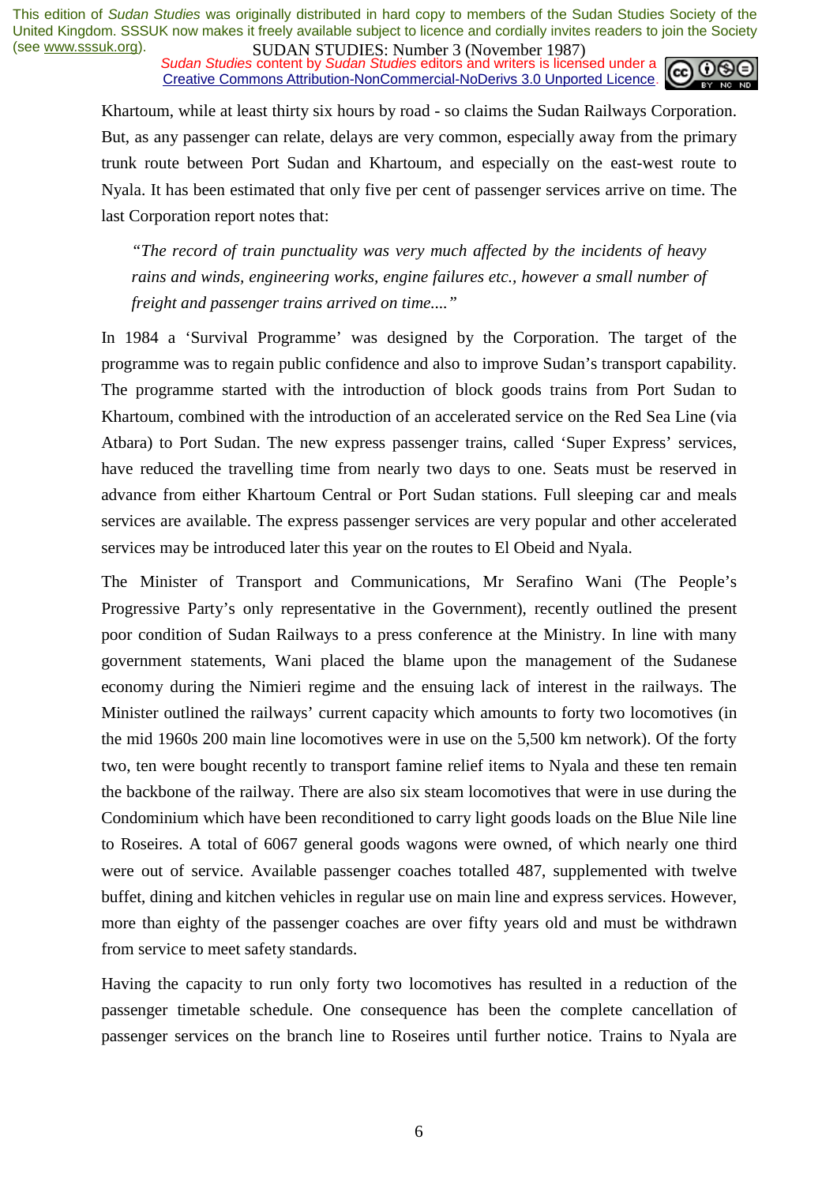Khartoum, while at least thirty six hours by road - so claims the Sudan Railways Corporation. But, as any passenger can relate, delays are very common, especially away from the primary trunk route between Port Sudan and Khartoum, and especially on the east-west route to Nyala. It has been estimated that only five per cent of passenger services arrive on time. The last Corporation report notes that:

> *"The record of train punctuality was very much affected by the incidents of heavy rains and winds, engineering works, engine failures etc., however a small number of freight and passenger trains arrived on time...."*

In 1984 a 'Survival Programme' was designed by the Corporation. The target of the programme was to regain public confidence and also to improve Sudan's transport capability. The programme started with the introduction of block goods trains from Port Sudan to Khartoum, combined with the introduction of an accelerated service on the Red Sea Line (via Atbara) to Port Sudan. The new express passenger trains, called 'Super Express' services, have reduced the travelling time from nearly two days to one. Seats must be reserved in advance from either Khartoum Central or Port Sudan stations. Full sleeping car and meals services are available. The express passenger services are very popular and other accelerated services may be introduced later this year on the routes to El Obeid and Nyala.

The Minister of Transport and Communications, Mr Serafino Wani (The People's Progressive Party's only representative in the Government), recently outlined the present poor condition of Sudan Railways to a press conference at the Ministry. In line with many government statements, Wani placed the blame upon the management of the Sudanese economy during the Nimieri regime and the ensuing lack of interest in the railways. The Minister outlined the railways' current capacity which amounts to forty two locomotives (in the mid 1960s 200 main line locomotives were in use on the 5,500 km network). Of the forty two, ten were bought recently to transport famine relief items to Nyala and these ten remain the backbone of the railway. There are also six steam locomotives that were in use during the Condominium which have been reconditioned to carry light goods loads on the Blue Nile line to Roseires. A total of 6067 general goods wagons were owned, of which nearly one third were out of service. Available passenger coaches totalled 487, supplemented with twelve buffet, dining and kitchen vehicles in regular use on main line and express services. However, more than eighty of the passenger coaches are over fifty years old and must be withdrawn from service to meet safety standards.

Having the capacity to run only forty two locomotives has resulted in a reduction of the passenger timetable schedule. One consequence has been the complete cancellation of passenger services on the branch line to Roseires until further notice. Trains to Nyala are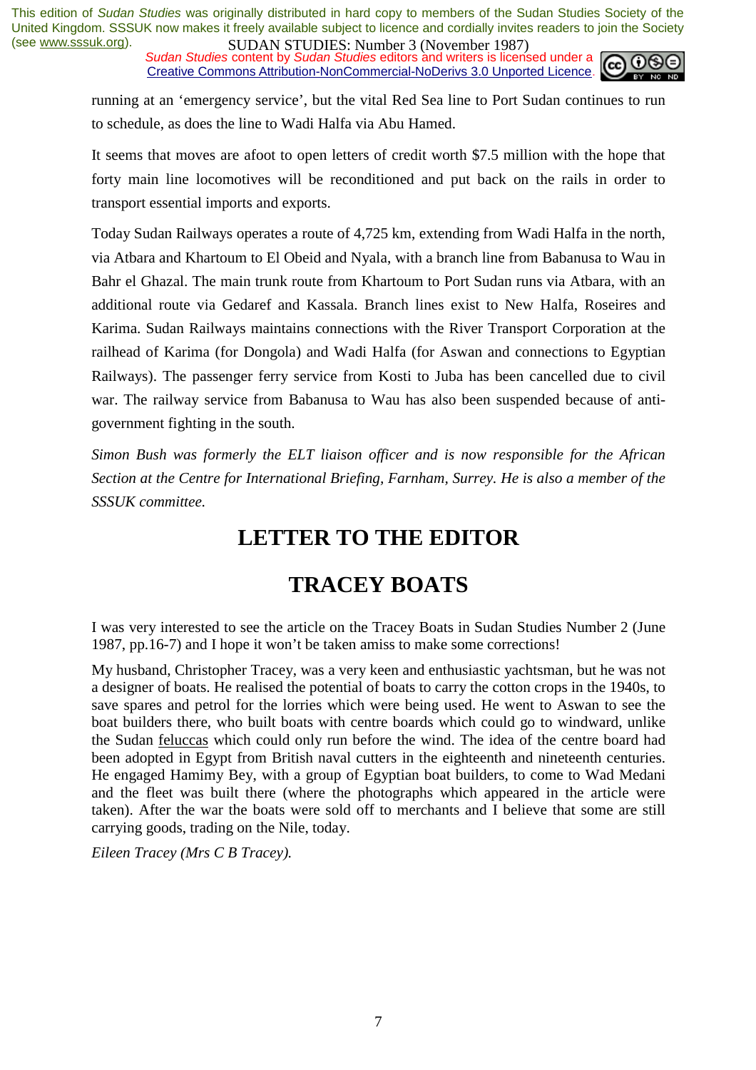running at an 'emergency service', but the vital Red Sea line to Port Sudan continues to run to schedule, as does the line to Wadi Halfa via Abu Hamed.

It seems that moves are afoot to open letters of credit worth $7.5 million with the hope that forty main line locomotives will be reconditioned and put back on the rails in order to transport essential imports and exports.

Today Sudan Railways operates a route of 4,725 km, extending from Wadi Halfa in the north, via Atbara and Khartoum to El Obeid and Nyala, with a branch line from Babanusa to Wau in Bahr el Ghazal. The main trunk route from Khartoum to Port Sudan runs via Atbara, with an additional route via Gedaref and Kassala. Branch lines exist to New Halfa, Roseires and Karima. Sudan Railways maintains connections with the River Transport Corporation at the railhead of Karima (for Dongola) and Wadi Halfa (for Aswan and connections to Egyptian Railways). The passenger ferry service from Kosti to Juba has been cancelled due to civil war. The railway service from Babanusa to Wau has also been suspended because of anti-government fighting in the south.

*Simon Bush was formerly the ELT liaison officer and is now responsible for the African Section at the Centre for International Briefing, Farnham, Surrey. He is also a member of the SSSUK committee.*

# LETTER TO THE EDITOR

# TRACEY BOATS

I was very interested to see the article on the Tracey Boats in Sudan Studies Number 2 (June 1987, pp.16-7) and I hope it won't be taken amiss to make some corrections!

My husband, Christopher Tracey, was a very keen and enthusiastic yachtsman, but he was not a designer of boats. He realised the potential of boats to carry the cotton crops in the 1940s, to save spares and petrol for the lorries which were being used. He went to Aswan to see the boat builders there, who built boats with centre boards which could go to windward, unlike the Sudan feluccas which could only run before the wind. The idea of the centre board had been adopted in Egypt from British naval cutters in the eighteenth and nineteenth centuries. He engaged Hamimy Bey, with a group of Egyptian boat builders, to come to Wad Medani and the fleet was built there (where the photographs which appeared in the article were taken). After the war the boats were sold off to merchants and I believe that some are still carrying goods, trading on the Nile, today.

*Eileen Tracey (Mrs C B Tracey).*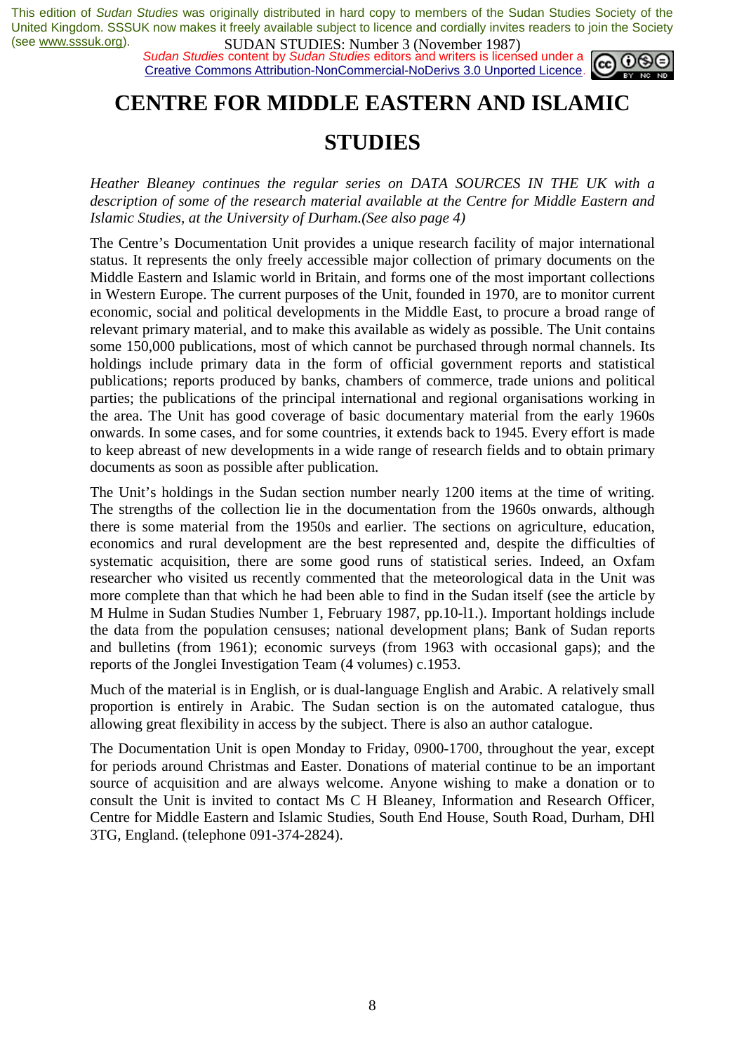# CENTRE FOR MIDDLE EASTERN AND ISLAMIC STUDIES

*Heather Bleaney continues the regular series on DATA SOURCES IN THE UK with a description of some of the research material available at the Centre for Middle Eastern and Islamic Studies, at the University of Durham.(See also page 4)*

The Centre's Documentation Unit provides a unique research facility of major international status. It represents the only freely accessible major collection of primary documents on the Middle Eastern and Islamic world in Britain, and forms one of the most important collections in Western Europe. The current purposes of the Unit, founded in 1970, are to monitor current economic, social and political developments in the Middle East, to procure a broad range of relevant primary material, and to make this available as widely as possible. The Unit contains some 150,000 publications, most of which cannot be purchased through normal channels. Its holdings include primary data in the form of official government reports and statistical publications; reports produced by banks, chambers of commerce, trade unions and political parties; the publications of the principal international and regional organisations working in the area. The Unit has good coverage of basic documentary material from the early 1960s onwards. In some cases, and for some countries, it extends back to 1945. Every effort is made to keep abreast of new developments in a wide range of research fields and to obtain primary documents as soon as possible after publication.

The Unit's holdings in the Sudan section number nearly 1200 items at the time of writing. The strengths of the collection lie in the documentation from the 1960s onwards, although there is some material from the 1950s and earlier. The sections on agriculture, education, economics and rural development are the best represented and, despite the difficulties of systematic acquisition, there are some good runs of statistical series. Indeed, an Oxfam researcher who visited us recently commented that the meteorological data in the Unit was more complete than that which he had been able to find in the Sudan itself (see the article by M Hulme in Sudan Studies Number 1, February 1987, pp.10-ll.). Important holdings include the data from the population censuses; national development plans; Bank of Sudan reports and bulletins (from 1961); economic surveys (from 1963 with occasional gaps); and the reports of the Jonglei Investigation Team (4 volumes) c.1953.

Much of the material is in English, or is dual-language English and Arabic. A relatively small proportion is entirely in Arabic. The Sudan section is on the automated catalogue, thus allowing great flexibility in access by the subject. There is also an author catalogue.

The Documentation Unit is open Monday to Friday, 0900-1700, throughout the year, except for periods around Christmas and Easter. Donations of material continue to be an important source of acquisition and are always welcome. Anyone wishing to make a donation or to consult the Unit is invited to contact Ms C H Bleaney, Information and Research Officer, Centre for Middle Eastern and Islamic Studies, South End House, South Road, Durham, DHl 3TG, England. (telephone 091-374-2824).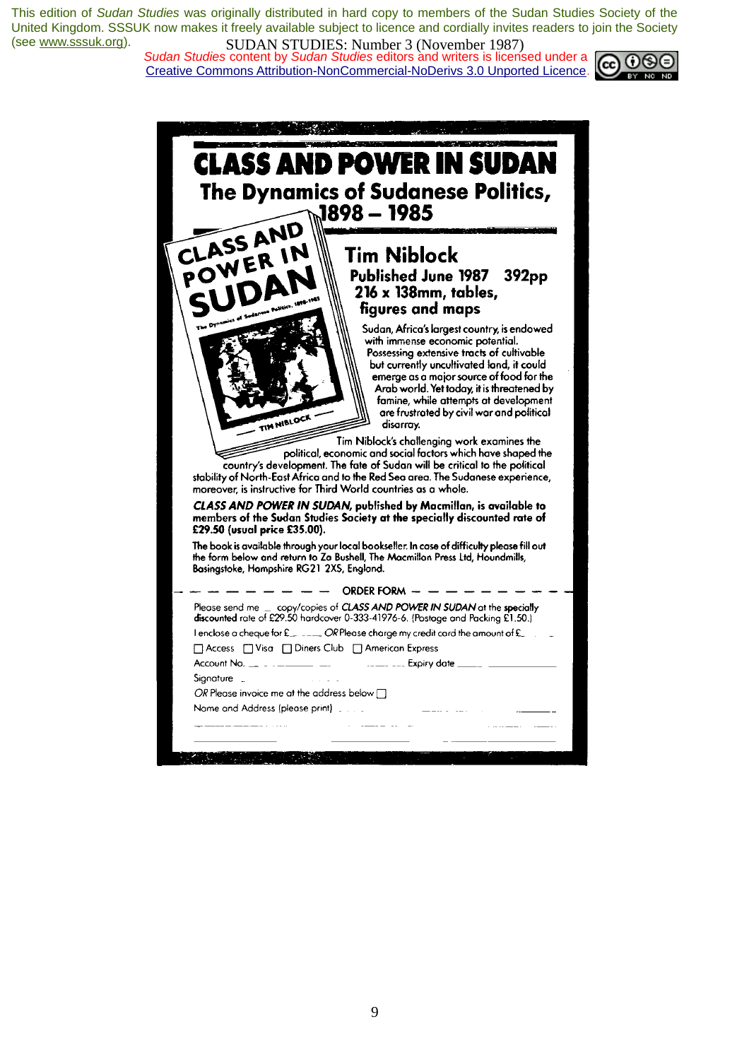# CLASS AND POWER IN SUDAN

## The Dynamics of Sudanese Politics, 1898 – 1985

### Tim Niblock

**Published June 1987 392pp**
**216 x 138mm, tables, figures and maps**

Sudan, Africa's largest country, is endowed with immense economic potential. Possessing extensive tracts of cultivable but currently uncultivated land, it could emerge as a major source of food for the Arab world. Yet today, it is threatened by famine, while attempts at development are frustrated by civil war and political disarray.

Tim Niblock's challenging work examines the political, economic and social factors which have shaped the country's development. The fate of Sudan will be critical to the political stability of North-East Africa and to the Red Sea area. The Sudanese experience, moreover, is instructive for Third World countries as a whole.

***CLASS AND POWER IN SUDAN*, published by Macmillan, is available to members of the Sudan Studies Society at the specially discounted rate of £29.50 (usual price £35.00).**

**The book is available through your local bookseller. In case of difficulty please fill out the form below and return to Zo Bushell, The Macmillan Press Ltd, Houndmills, Basingstoke, Hampshire RG21 2XS, England.**

---

ORDER FORM

Please send me \_ copy/copies of *CLASS AND POWER IN SUDAN* at the **specially discounted** rate of £29.50 hardcover 0-333-41976-6. (Postage and Packing £1.50.)

I enclose a cheque for £\_\_\_\_ *OR* Please charge my credit card the amount of £\_\_\_\_

☐ Access ☐ Visa ☐ Diners Club ☐ American Express

Account No. \_\_\_\_\_\_\_\_\_\_ Expiry date \_\_\_\_\_\_\_\_

Signature \_\_\_\_\_\_\_\_

*OR* Please invoice me at the address below ☐

Name and Address (please print) \_\_\_\_\_\_\_\_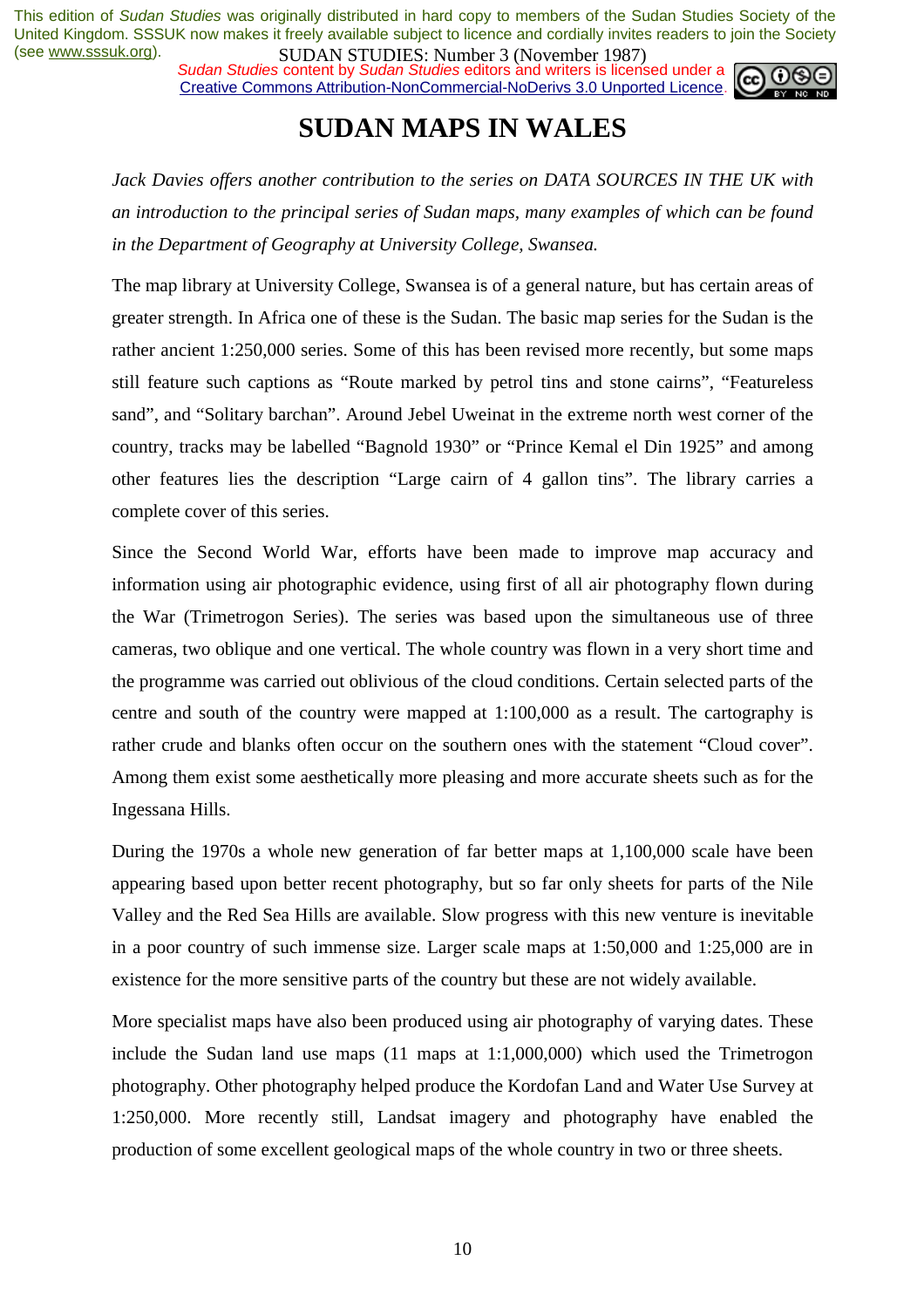# SUDAN MAPS IN WALES

*Jack Davies offers another contribution to the series on DATA SOURCES IN THE UK with an introduction to the principal series of Sudan maps, many examples of which can be found in the Department of Geography at University College, Swansea.*

The map library at University College, Swansea is of a general nature, but has certain areas of greater strength. In Africa one of these is the Sudan. The basic map series for the Sudan is the rather ancient 1:250,000 series. Some of this has been revised more recently, but some maps still feature such captions as "Route marked by petrol tins and stone cairns", "Featureless sand", and "Solitary barchan". Around Jebel Uweinat in the extreme north west corner of the country, tracks may be labelled "Bagnold 1930" or "Prince Kemal el Din 1925" and among other features lies the description "Large cairn of 4 gallon tins". The library carries a complete cover of this series.

Since the Second World War, efforts have been made to improve map accuracy and information using air photographic evidence, using first of all air photography flown during the War (Trimetrogon Series). The series was based upon the simultaneous use of three cameras, two oblique and one vertical. The whole country was flown in a very short time and the programme was carried out oblivious of the cloud conditions. Certain selected parts of the centre and south of the country were mapped at 1:100,000 as a result. The cartography is rather crude and blanks often occur on the southern ones with the statement "Cloud cover". Among them exist some aesthetically more pleasing and more accurate sheets such as for the Ingessana Hills.

During the 1970s a whole new generation of far better maps at 1,100,000 scale have been appearing based upon better recent photography, but so far only sheets for parts of the Nile Valley and the Red Sea Hills are available. Slow progress with this new venture is inevitable in a poor country of such immense size. Larger scale maps at 1:50,000 and 1:25,000 are in existence for the more sensitive parts of the country but these are not widely available.

More specialist maps have also been produced using air photography of varying dates. These include the Sudan land use maps (11 maps at 1:1,000,000) which used the Trimetrogon photography. Other photography helped produce the Kordofan Land and Water Use Survey at 1:250,000. More recently still, Landsat imagery and photography have enabled the production of some excellent geological maps of the whole country in two or three sheets.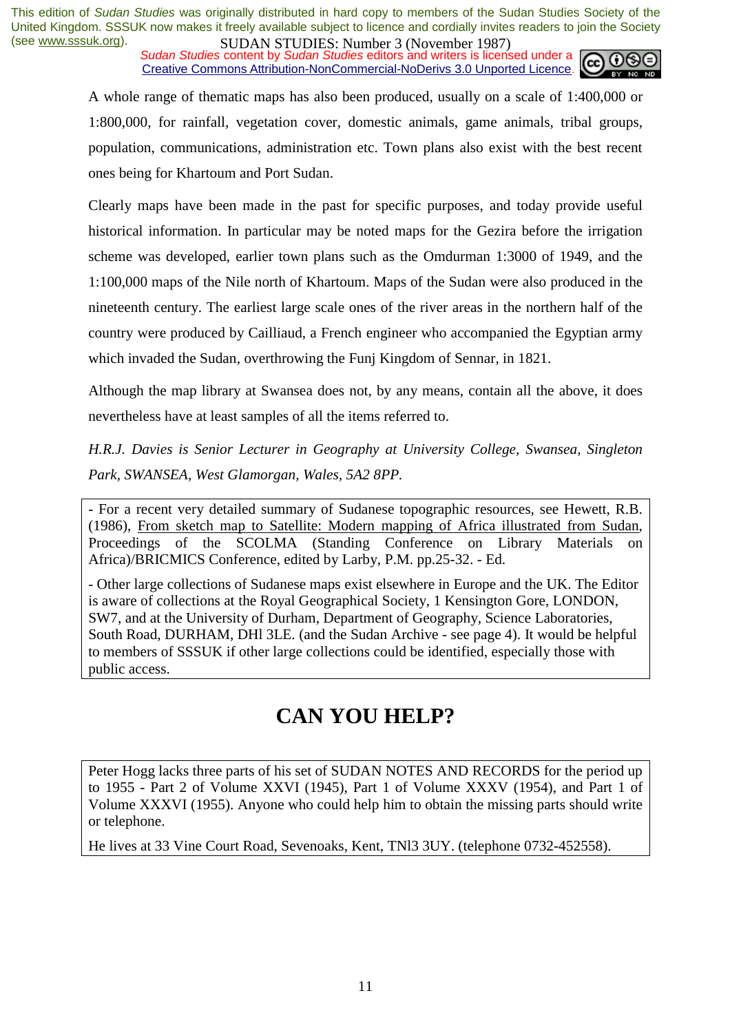A whole range of thematic maps has also been produced, usually on a scale of 1:400,000 or 1:800,000, for rainfall, vegetation cover, domestic animals, game animals, tribal groups, population, communications, administration etc. Town plans also exist with the best recent ones being for Khartoum and Port Sudan.

Clearly maps have been made in the past for specific purposes, and today provide useful historical information. In particular may be noted maps for the Gezira before the irrigation scheme was developed, earlier town plans such as the Omdurman 1:3000 of 1949, and the 1:100,000 maps of the Nile north of Khartoum. Maps of the Sudan were also produced in the nineteenth century. The earliest large scale ones of the river areas in the northern half of the country were produced by Cailliaud, a French engineer who accompanied the Egyptian army which invaded the Sudan, overthrowing the Funj Kingdom of Sennar, in 1821.

Although the map library at Swansea does not, by any means, contain all the above, it does nevertheless have at least samples of all the items referred to.

*H.R.J. Davies is Senior Lecturer in Geography at University College, Swansea, Singleton Park, SWANSEA, West Glamorgan, Wales, 5A2 8PP.*

- For a recent very detailed summary of Sudanese topographic resources, see Hewett, R.B. (1986), From sketch map to Satellite: Modern mapping of Africa illustrated from Sudan, Proceedings of the SCOLMA (Standing Conference on Library Materials on Africa)/BRICMICS Conference, edited by Larby, P.M. pp.25-32. - Ed.

- Other large collections of Sudanese maps exist elsewhere in Europe and the UK. The Editor is aware of collections at the Royal Geographical Society, 1 Kensington Gore, LONDON, SW7, and at the University of Durham, Department of Geography, Science Laboratories, South Road, DURHAM, DHl 3LE. (and the Sudan Archive - see page 4). It would be helpful to members of SSSUK if other large collections could be identified, especially those with public access.

# CAN YOU HELP?

Peter Hogg lacks three parts of his set of SUDAN NOTES AND RECORDS for the period up to 1955 - Part 2 of Volume XXVI (1945), Part 1 of Volume XXXV (1954), and Part 1 of Volume XXXVI (1955). Anyone who could help him to obtain the missing parts should write or telephone.

He lives at 33 Vine Court Road, Sevenoaks, Kent, TNl3 3UY. (telephone 0732-452558).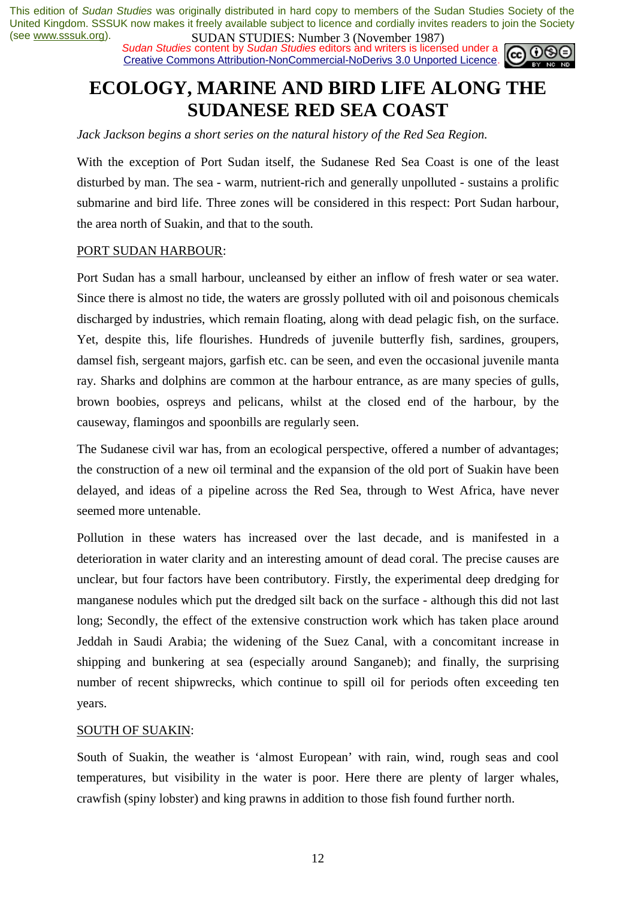# ECOLOGY, MARINE AND BIRD LIFE ALONG THE SUDANESE RED SEA COAST

*Jack Jackson begins a short series on the natural history of the Red Sea Region.*

With the exception of Port Sudan itself, the Sudanese Red Sea Coast is one of the least disturbed by man. The sea - warm, nutrient-rich and generally unpolluted - sustains a prolific submarine and bird life. Three zones will be considered in this respect: Port Sudan harbour, the area north of Suakin, and that to the south.

PORT SUDAN HARBOUR:

Port Sudan has a small harbour, uncleansed by either an inflow of fresh water or sea water. Since there is almost no tide, the waters are grossly polluted with oil and poisonous chemicals discharged by industries, which remain floating, along with dead pelagic fish, on the surface. Yet, despite this, life flourishes. Hundreds of juvenile butterfly fish, sardines, groupers, damsel fish, sergeant majors, garfish etc. can be seen, and even the occasional juvenile manta ray. Sharks and dolphins are common at the harbour entrance, as are many species of gulls, brown boobies, ospreys and pelicans, whilst at the closed end of the harbour, by the causeway, flamingos and spoonbills are regularly seen.

The Sudanese civil war has, from an ecological perspective, offered a number of advantages; the construction of a new oil terminal and the expansion of the old port of Suakin have been delayed, and ideas of a pipeline across the Red Sea, through to West Africa, have never seemed more untenable.

Pollution in these waters has increased over the last decade, and is manifested in a deterioration in water clarity and an interesting amount of dead coral. The precise causes are unclear, but four factors have been contributory. Firstly, the experimental deep dredging for manganese nodules which put the dredged silt back on the surface - although this did not last long; Secondly, the effect of the extensive construction work which has taken place around Jeddah in Saudi Arabia; the widening of the Suez Canal, with a concomitant increase in shipping and bunkering at sea (especially around Sanganeb); and finally, the surprising number of recent shipwrecks, which continue to spill oil for periods often exceeding ten years.

SOUTH OF SUAKIN:

South of Suakin, the weather is 'almost European' with rain, wind, rough seas and cool temperatures, but visibility in the water is poor. Here there are plenty of larger whales, crawfish (spiny lobster) and king prawns in addition to those fish found further north.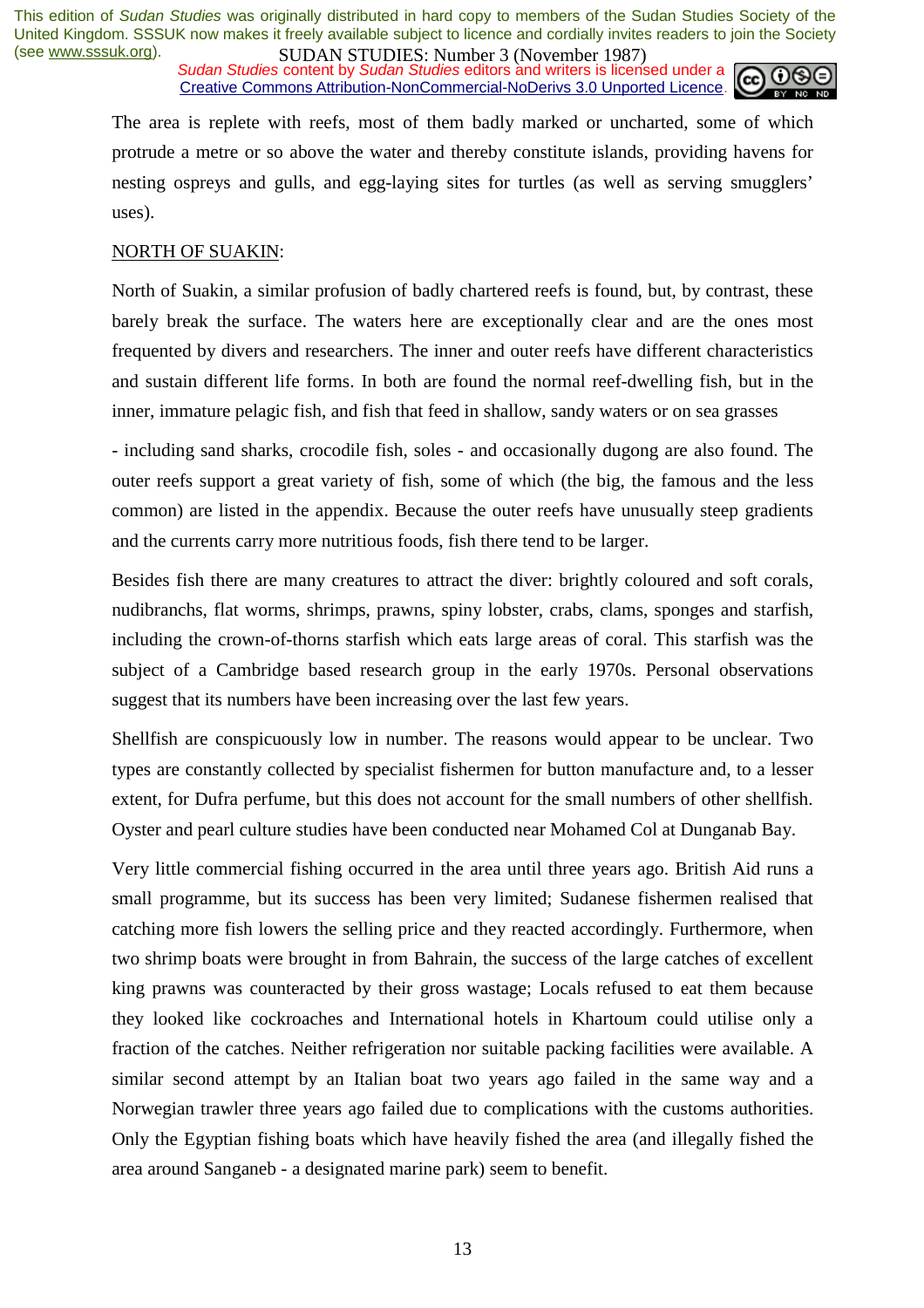The area is replete with reefs, most of them badly marked or uncharted, some of which protrude a metre or so above the water and thereby constitute islands, providing havens for nesting ospreys and gulls, and egg-laying sites for turtles (as well as serving smugglers' uses).

NORTH OF SUAKIN:

North of Suakin, a similar profusion of badly chartered reefs is found, but, by contrast, these barely break the surface. The waters here are exceptionally clear and are the ones most frequented by divers and researchers. The inner and outer reefs have different characteristics and sustain different life forms. In both are found the normal reef-dwelling fish, but in the inner, immature pelagic fish, and fish that feed in shallow, sandy waters or on sea grasses

- including sand sharks, crocodile fish, soles - and occasionally dugong are also found. The outer reefs support a great variety of fish, some of which (the big, the famous and the less common) are listed in the appendix. Because the outer reefs have unusually steep gradients and the currents carry more nutritious foods, fish there tend to be larger.

Besides fish there are many creatures to attract the diver: brightly coloured and soft corals, nudibranchs, flat worms, shrimps, prawns, spiny lobster, crabs, clams, sponges and starfish, including the crown-of-thorns starfish which eats large areas of coral. This starfish was the subject of a Cambridge based research group in the early 1970s. Personal observations suggest that its numbers have been increasing over the last few years.

Shellfish are conspicuously low in number. The reasons would appear to be unclear. Two types are constantly collected by specialist fishermen for button manufacture and, to a lesser extent, for Dufra perfume, but this does not account for the small numbers of other shellfish. Oyster and pearl culture studies have been conducted near Mohamed Col at Dunganab Bay.

Very little commercial fishing occurred in the area until three years ago. British Aid runs a small programme, but its success has been very limited; Sudanese fishermen realised that catching more fish lowers the selling price and they reacted accordingly. Furthermore, when two shrimp boats were brought in from Bahrain, the success of the large catches of excellent king prawns was counteracted by their gross wastage; Locals refused to eat them because they looked like cockroaches and International hotels in Khartoum could utilise only a fraction of the catches. Neither refrigeration nor suitable packing facilities were available. A similar second attempt by an Italian boat two years ago failed in the same way and a Norwegian trawler three years ago failed due to complications with the customs authorities. Only the Egyptian fishing boats which have heavily fished the area (and illegally fished the area around Sanganeb - a designated marine park) seem to benefit.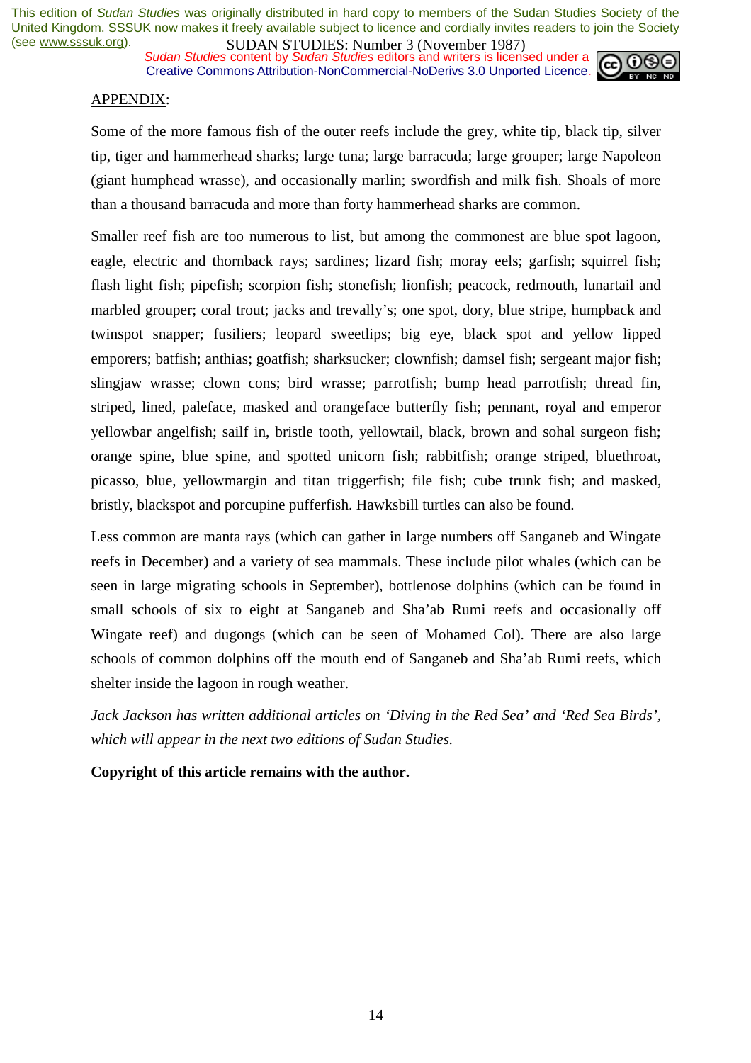APPENDIX:

Some of the more famous fish of the outer reefs include the grey, white tip, black tip, silver tip, tiger and hammerhead sharks; large tuna; large barracuda; large grouper; large Napoleon (giant humphead wrasse), and occasionally marlin; swordfish and milk fish. Shoals of more than a thousand barracuda and more than forty hammerhead sharks are common.

Smaller reef fish are too numerous to list, but among the commonest are blue spot lagoon, eagle, electric and thornback rays; sardines; lizard fish; moray eels; garfish; squirrel fish; flash light fish; pipefish; scorpion fish; stonefish; lionfish; peacock, redmouth, lunartail and marbled grouper; coral trout; jacks and trevally's; one spot, dory, blue stripe, humpback and twinspot snapper; fusiliers; leopard sweetlips; big eye, black spot and yellow lipped emporers; batfish; anthias; goatfish; sharksucker; clownfish; damsel fish; sergeant major fish; slingjaw wrasse; clown cons; bird wrasse; parrotfish; bump head parrotfish; thread fin, striped, lined, paleface, masked and orangeface butterfly fish; pennant, royal and emperor yellowbar angelfish; sailf in, bristle tooth, yellowtail, black, brown and sohal surgeon fish; orange spine, blue spine, and spotted unicorn fish; rabbitfish; orange striped, bluethroat, picasso, blue, yellowmargin and titan triggerfish; file fish; cube trunk fish; and masked, bristly, blackspot and porcupine pufferfish. Hawksbill turtles can also be found.

Less common are manta rays (which can gather in large numbers off Sanganeb and Wingate reefs in December) and a variety of sea mammals. These include pilot whales (which can be seen in large migrating schools in September), bottlenose dolphins (which can be found in small schools of six to eight at Sanganeb and Sha'ab Rumi reefs and occasionally off Wingate reef) and dugongs (which can be seen of Mohamed Col). There are also large schools of common dolphins off the mouth end of Sanganeb and Sha'ab Rumi reefs, which shelter inside the lagoon in rough weather.

*Jack Jackson has written additional articles on 'Diving in the Red Sea' and 'Red Sea Birds', which will appear in the next two editions of Sudan Studies.*

**Copyright of this article remains with the author.**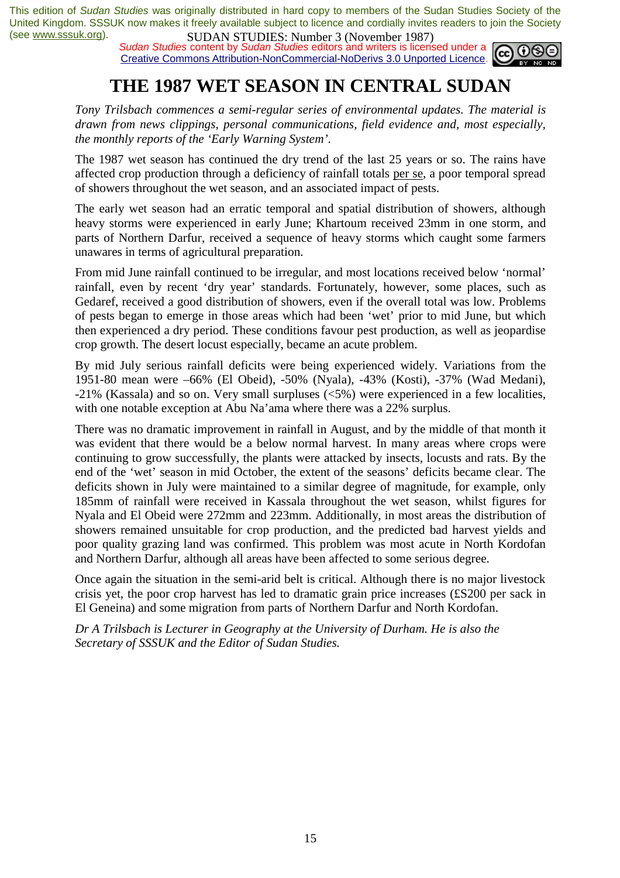This edition of *Sudan Studies* was originally distributed in hard copy to members of the Sudan Studies Society of the United Kingdom. SSSUK now makes it freely available subject to licence and cordially invites readers to join the Society (see www.sssuk.org).

SUDAN STUDIES: Number 3 (November 1987)

*Sudan Studies* content by *Sudan Studies* editors and writers is licensed under a Creative Commons Attribution-NonCommercial-NoDerivs 3.0 Unported Licence.

# THE 1987 WET SEASON IN CENTRAL SUDAN

*Tony Trilsbach commences a semi-regular series of environmental updates. The material is drawn from news clippings, personal communications, field evidence and, most especially, the monthly reports of the 'Early Warning System'.*

The 1987 wet season has continued the dry trend of the last 25 years or so. The rains have affected crop production through a deficiency of rainfall totals per se, a poor temporal spread of showers throughout the wet season, and an associated impact of pests.

The early wet season had an erratic temporal and spatial distribution of showers, although heavy storms were experienced in early June; Khartoum received 23mm in one storm, and parts of Northern Darfur, received a sequence of heavy storms which caught some farmers unawares in terms of agricultural preparation.

From mid June rainfall continued to be irregular, and most locations received below 'normal' rainfall, even by recent 'dry year' standards. Fortunately, however, some places, such as Gedaref, received a good distribution of showers, even if the overall total was low. Problems of pests began to emerge in those areas which had been 'wet' prior to mid June, but which then experienced a dry period. These conditions favour pest production, as well as jeopardise crop growth. The desert locust especially, became an acute problem.

By mid July serious rainfall deficits were being experienced widely. Variations from the 1951-80 mean were –66% (El Obeid), -50% (Nyala), -43% (Kosti), -37% (Wad Medani), -21% (Kassala) and so on. Very small surpluses (<5%) were experienced in a few localities, with one notable exception at Abu Na'ama where there was a 22% surplus.

There was no dramatic improvement in rainfall in August, and by the middle of that month it was evident that there would be a below normal harvest. In many areas where crops were continuing to grow successfully, the plants were attacked by insects, locusts and rats. By the end of the 'wet' season in mid October, the extent of the seasons' deficits became clear. The deficits shown in July were maintained to a similar degree of magnitude, for example, only 185mm of rainfall were received in Kassala throughout the wet season, whilst figures for Nyala and El Obeid were 272mm and 223mm. Additionally, in most areas the distribution of showers remained unsuitable for crop production, and the predicted bad harvest yields and poor quality grazing land was confirmed. This problem was most acute in North Kordofan and Northern Darfur, although all areas have been affected to some serious degree.

Once again the situation in the semi-arid belt is critical. Although there is no major livestock crisis yet, the poor crop harvest has led to dramatic grain price increases (£S200 per sack in El Geneina) and some migration from parts of Northern Darfur and North Kordofan.

*Dr A Trilsbach is Lecturer in Geography at the University of Durham. He is also the Secretary of SSSUK and the Editor of Sudan Studies.*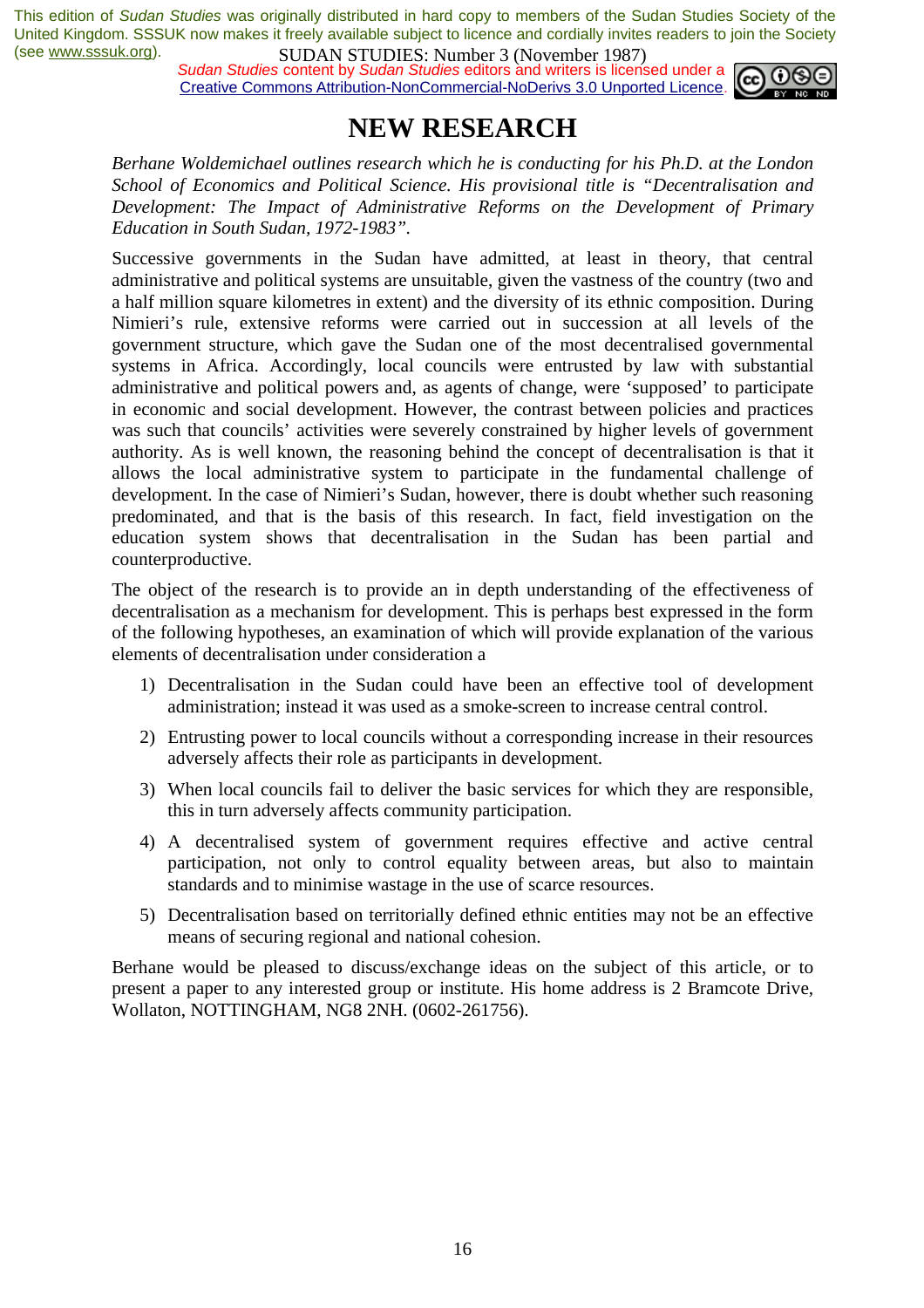# NEW RESEARCH

*Berhane Woldemichael outlines research which he is conducting for his Ph.D. at the London School of Economics and Political Science. His provisional title is "Decentralisation and Development: The Impact of Administrative Reforms on the Development of Primary Education in South Sudan, 1972-1983".*

Successive governments in the Sudan have admitted, at least in theory, that central administrative and political systems are unsuitable, given the vastness of the country (two and a half million square kilometres in extent) and the diversity of its ethnic composition. During Nimieri's rule, extensive reforms were carried out in succession at all levels of the government structure, which gave the Sudan one of the most decentralised governmental systems in Africa. Accordingly, local councils were entrusted by law with substantial administrative and political powers and, as agents of change, were 'supposed' to participate in economic and social development. However, the contrast between policies and practices was such that councils' activities were severely constrained by higher levels of government authority. As is well known, the reasoning behind the concept of decentralisation is that it allows the local administrative system to participate in the fundamental challenge of development. In the case of Nimieri's Sudan, however, there is doubt whether such reasoning predominated, and that is the basis of this research. In fact, field investigation on the education system shows that decentralisation in the Sudan has been partial and counterproductive.

The object of the research is to provide an in depth understanding of the effectiveness of decentralisation as a mechanism for development. This is perhaps best expressed in the form of the following hypotheses, an examination of which will provide explanation of the various elements of decentralisation under consideration a

1) Decentralisation in the Sudan could have been an effective tool of development administration; instead it was used as a smoke-screen to increase central control.
2) Entrusting power to local councils without a corresponding increase in their resources adversely affects their role as participants in development.
3) When local councils fail to deliver the basic services for which they are responsible, this in turn adversely affects community participation.
4) A decentralised system of government requires effective and active central participation, not only to control equality between areas, but also to maintain standards and to minimise wastage in the use of scarce resources.
5) Decentralisation based on territorially defined ethnic entities may not be an effective means of securing regional and national cohesion.

Berhane would be pleased to discuss/exchange ideas on the subject of this article, or to present a paper to any interested group or institute. His home address is 2 Bramcote Drive, Wollaton, NOTTINGHAM, NG8 2NH. (0602-261756).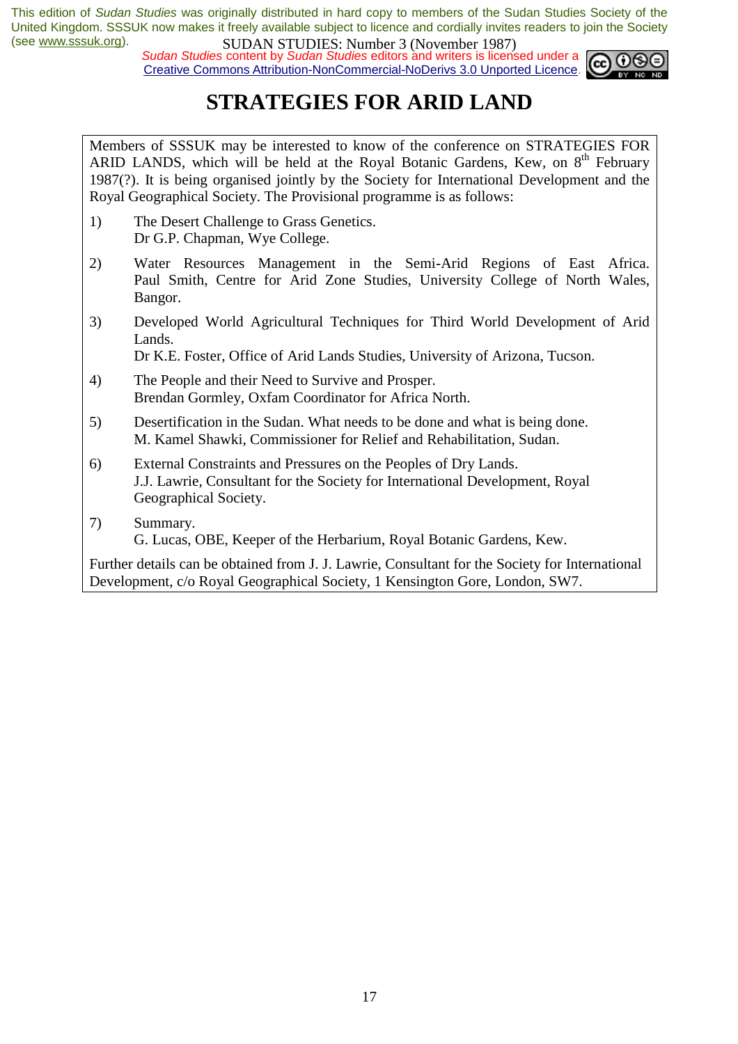# STRATEGIES FOR ARID LAND

Members of SSSUK may be interested to know of the conference on STRATEGIES FOR ARID LANDS, which will be held at the Royal Botanic Gardens, Kew, on 8th February 1987(?). It is being organised jointly by the Society for International Development and the Royal Geographical Society. The Provisional programme is as follows:

1) The Desert Challenge to Grass Genetics.
   Dr G.P. Chapman, Wye College.

2) Water Resources Management in the Semi-Arid Regions of East Africa. Paul Smith, Centre for Arid Zone Studies, University College of North Wales, Bangor.

3) Developed World Agricultural Techniques for Third World Development of Arid Lands.
   Dr K.E. Foster, Office of Arid Lands Studies, University of Arizona, Tucson.

4) The People and their Need to Survive and Prosper.
   Brendan Gormley, Oxfam Coordinator for Africa North.

5) Desertification in the Sudan. What needs to be done and what is being done.
   M. Kamel Shawki, Commissioner for Relief and Rehabilitation, Sudan.

6) External Constraints and Pressures on the Peoples of Dry Lands.
   J.J. Lawrie, Consultant for the Society for International Development, Royal Geographical Society.

7) Summary.
   G. Lucas, OBE, Keeper of the Herbarium, Royal Botanic Gardens, Kew.

Further details can be obtained from J. J. Lawrie, Consultant for the Society for International Development, c/o Royal Geographical Society, 1 Kensington Gore, London, SW7.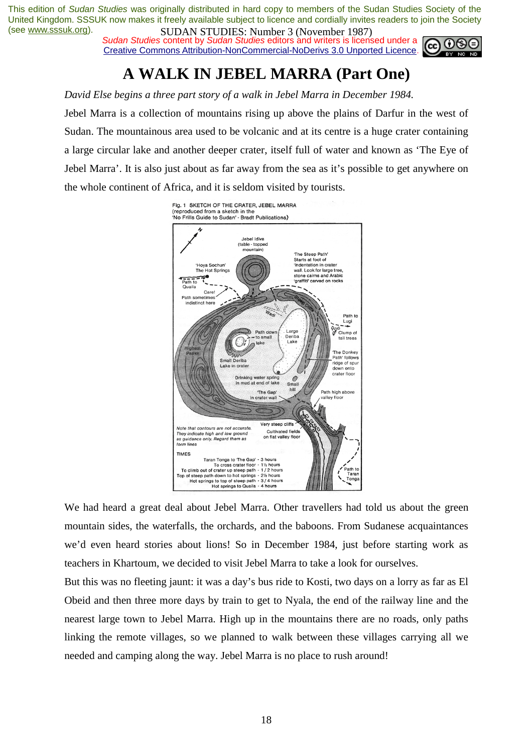This edition of *Sudan Studies* was originally distributed in hard copy to members of the Sudan Studies Society of the United Kingdom. SSSUK now makes it freely available subject to licence and cordially invites readers to join the Society (see www.sssuk.org).

*Sudan Studies* content by *Sudan Studies* editors and writers is licensed under a Creative Commons Attribution-NonCommercial-NoDerivs 3.0 Unported Licence.

# A WALK IN JEBEL MARRA (Part One)

*David Else begins a three part story of a walk in Jebel Marra in December 1984.*

Jebel Marra is a collection of mountains rising up above the plains of Darfur in the west of Sudan. The mountainous area used to be volcanic and at its centre is a huge crater containing a large circular lake and another deeper crater, itself full of water and known as 'The Eye of Jebel Marra'. It is also just about as far away from the sea as it's possible to get anywhere on the whole continent of Africa, and it is seldom visited by tourists.

Fig. 1 SKETCH OF THE CRATER, JEBEL MARRA (reproduced from a sketch in the 'No Frills Guide to Sudan' - Bradt Publications)

Jebel Idiva (table-topped mountain)

'The Steep Path' Starts at foot of indentation in crater wall. Look for large tree, stone cairns and Arabic 'graffiti' carved on rocks

'Hoya Sochun' The Hot Springs

Path to Quaila

Care! Path sometimes indistinct here

Wadi

Steep Cliffs

Path to Lugi

Clump of tall trees

Path down to small lake

Large Deriba Lake

Highest Peaks

Small Deriba Lake in crater

'The Donkey Path' follows ridge of spur down onto crater floor

Drinking water spring in mud at end of lake

Small hill

'The Gap' in crater wall

Path high above valley floor

Very steep cliffs

Cultivated fields on flat valley floor

*Note that contours are not accurate. They indicate high and low ground as guidance only. Regard them as form lines*

TIMES

Taran Tonga to 'The Gap' - 3 hours
To cross crater floor - 1½ hours
To climb out of crater up steep path - 1 / 2 hours
Top of steep path down to hot springs - 2½ hours
Hot springs to top of steep path - 3 / 4 hours
Hot springs to Quaila - 4 hours

Path to Taran Tonga

We had heard a great deal about Jebel Marra. Other travellers had told us about the green mountain sides, the waterfalls, the orchards, and the baboons. From Sudanese acquaintances we'd even heard stories about lions! So in December 1984, just before starting work as teachers in Khartoum, we decided to visit Jebel Marra to take a look for ourselves.

But this was no fleeting jaunt: it was a day's bus ride to Kosti, two days on a lorry as far as El Obeid and then three more days by train to get to Nyala, the end of the railway line and the nearest large town to Jebel Marra. High up in the mountains there are no roads, only paths linking the remote villages, so we planned to walk between these villages carrying all we needed and camping along the way. Jebel Marra is no place to rush around!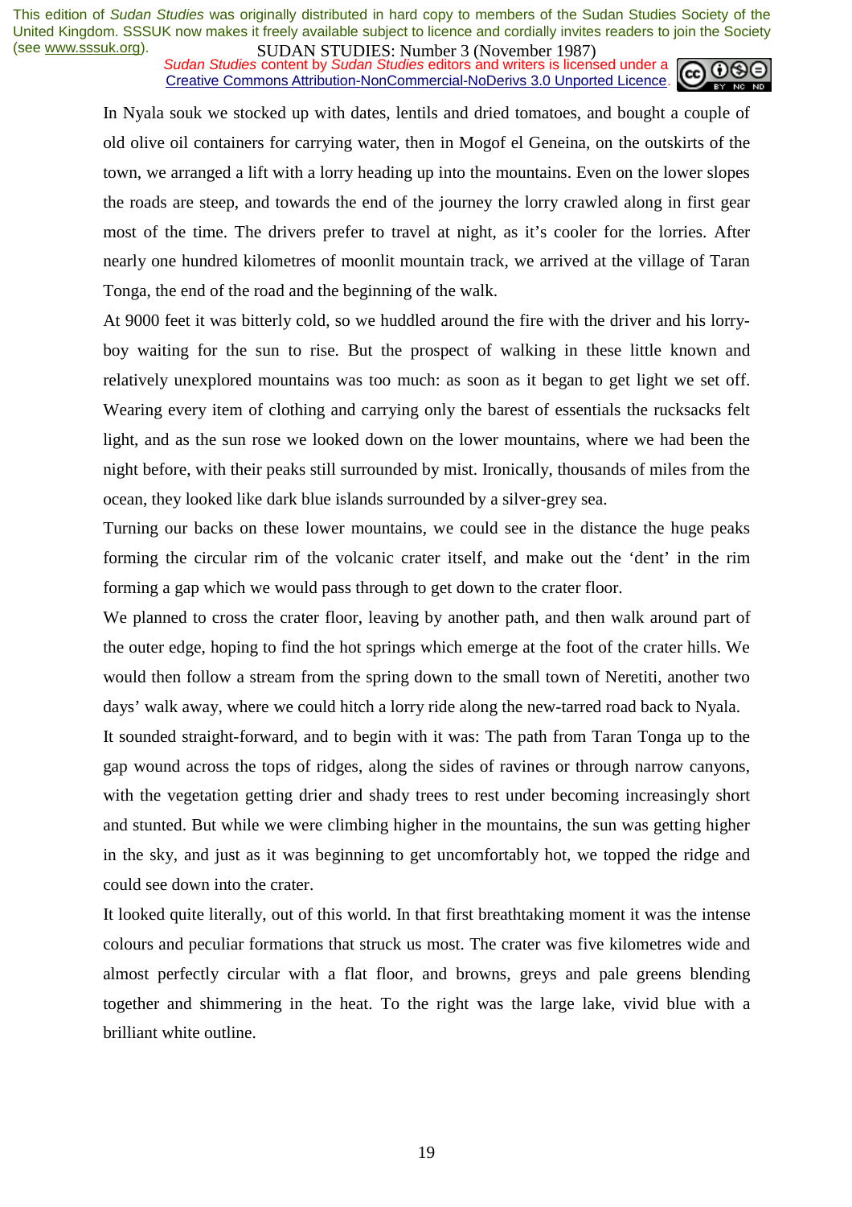In Nyala souk we stocked up with dates, lentils and dried tomatoes, and bought a couple of old olive oil containers for carrying water, then in Mogof el Geneina, on the outskirts of the town, we arranged a lift with a lorry heading up into the mountains. Even on the lower slopes the roads are steep, and towards the end of the journey the lorry crawled along in first gear most of the time. The drivers prefer to travel at night, as it's cooler for the lorries. After nearly one hundred kilometres of moonlit mountain track, we arrived at the village of Taran Tonga, the end of the road and the beginning of the walk.

At 9000 feet it was bitterly cold, so we huddled around the fire with the driver and his lorry-boy waiting for the sun to rise. But the prospect of walking in these little known and relatively unexplored mountains was too much: as soon as it began to get light we set off. Wearing every item of clothing and carrying only the barest of essentials the rucksacks felt light, and as the sun rose we looked down on the lower mountains, where we had been the night before, with their peaks still surrounded by mist. Ironically, thousands of miles from the ocean, they looked like dark blue islands surrounded by a silver-grey sea.

Turning our backs on these lower mountains, we could see in the distance the huge peaks forming the circular rim of the volcanic crater itself, and make out the 'dent' in the rim forming a gap which we would pass through to get down to the crater floor.

We planned to cross the crater floor, leaving by another path, and then walk around part of the outer edge, hoping to find the hot springs which emerge at the foot of the crater hills. We would then follow a stream from the spring down to the small town of Neretiti, another two days' walk away, where we could hitch a lorry ride along the new-tarred road back to Nyala.

It sounded straight-forward, and to begin with it was: The path from Taran Tonga up to the gap wound across the tops of ridges, along the sides of ravines or through narrow canyons, with the vegetation getting drier and shady trees to rest under becoming increasingly short and stunted. But while we were climbing higher in the mountains, the sun was getting higher in the sky, and just as it was beginning to get uncomfortably hot, we topped the ridge and could see down into the crater.

It looked quite literally, out of this world. In that first breathtaking moment it was the intense colours and peculiar formations that struck us most. The crater was five kilometres wide and almost perfectly circular with a flat floor, and browns, greys and pale greens blending together and shimmering in the heat. To the right was the large lake, vivid blue with a brilliant white outline.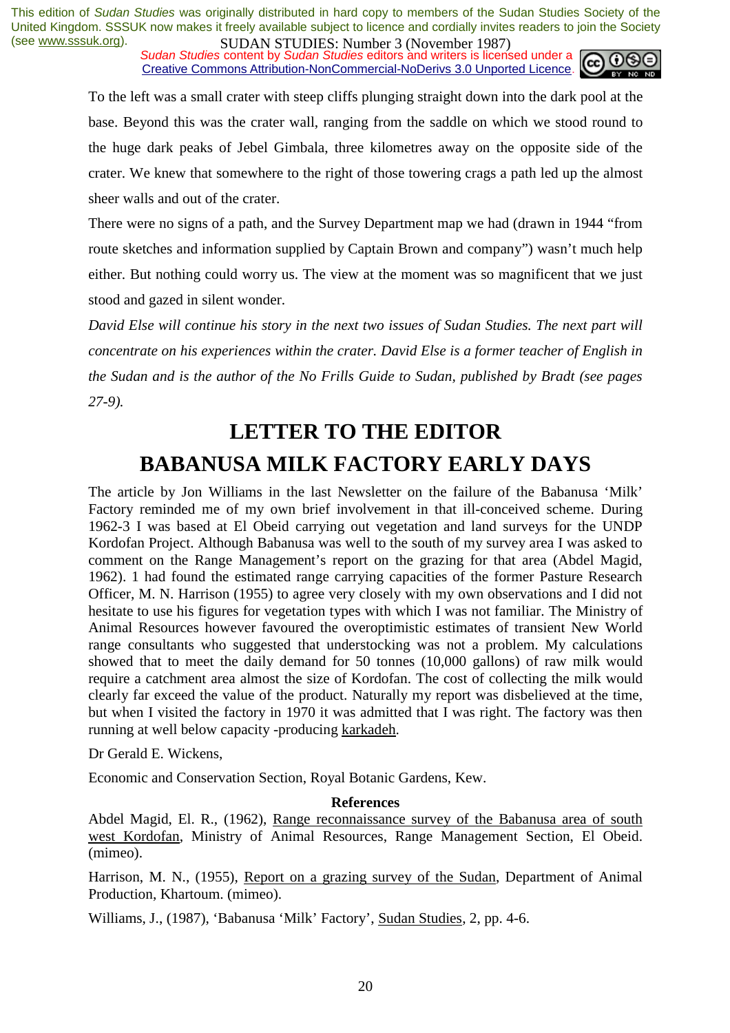To the left was a small crater with steep cliffs plunging straight down into the dark pool at the base. Beyond this was the crater wall, ranging from the saddle on which we stood round to the huge dark peaks of Jebel Gimbala, three kilometres away on the opposite side of the crater. We knew that somewhere to the right of those towering crags a path led up the almost sheer walls and out of the crater.

There were no signs of a path, and the Survey Department map we had (drawn in 1944 "from route sketches and information supplied by Captain Brown and company") wasn't much help either. But nothing could worry us. The view at the moment was so magnificent that we just stood and gazed in silent wonder.

*David Else will continue his story in the next two issues of Sudan Studies. The next part will concentrate on his experiences within the crater. David Else is a former teacher of English in the Sudan and is the author of the No Frills Guide to Sudan, published by Bradt (see pages 27-9).*

# LETTER TO THE EDITOR

# BABANUSA MILK FACTORY EARLY DAYS

The article by Jon Williams in the last Newsletter on the failure of the Babanusa 'Milk' Factory reminded me of my own brief involvement in that ill-conceived scheme. During 1962-3 I was based at El Obeid carrying out vegetation and land surveys for the UNDP Kordofan Project. Although Babanusa was well to the south of my survey area I was asked to comment on the Range Management's report on the grazing for that area (Abdel Magid, 1962). 1 had found the estimated range carrying capacities of the former Pasture Research Officer, M. N. Harrison (1955) to agree very closely with my own observations and I did not hesitate to use his figures for vegetation types with which I was not familiar. The Ministry of Animal Resources however favoured the overoptimistic estimates of transient New World range consultants who suggested that understocking was not a problem. My calculations showed that to meet the daily demand for 50 tonnes (10,000 gallons) of raw milk would require a catchment area almost the size of Kordofan. The cost of collecting the milk would clearly far exceed the value of the product. Naturally my report was disbelieved at the time, but when I visited the factory in 1970 it was admitted that I was right. The factory was then running at well below capacity -producing karkadeh.

Dr Gerald E. Wickens,

Economic and Conservation Section, Royal Botanic Gardens, Kew.

**References**

Abdel Magid, El. R., (1962), Range reconnaissance survey of the Babanusa area of south west Kordofan, Ministry of Animal Resources, Range Management Section, El Obeid. (mimeo).

Harrison, M. N., (1955), Report on a grazing survey of the Sudan, Department of Animal Production, Khartoum. (mimeo).

Williams, J., (1987), 'Babanusa 'Milk' Factory', Sudan Studies, 2, pp. 4-6.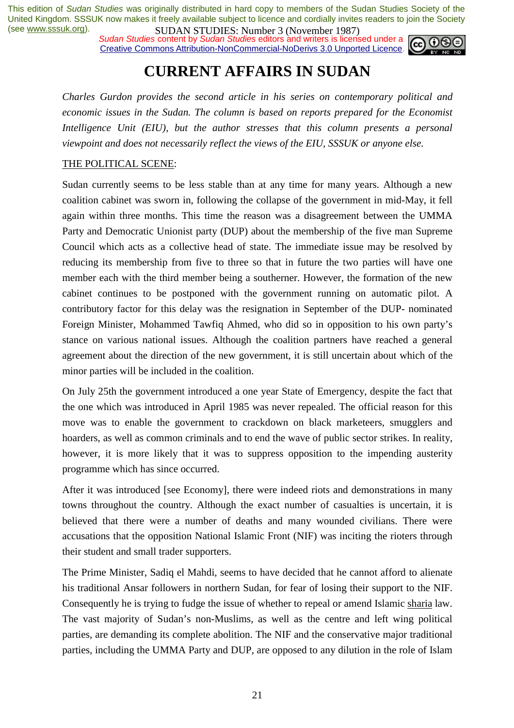This edition of *Sudan Studies* was originally distributed in hard copy to members of the Sudan Studies Society of the United Kingdom. SSSUK now makes it freely available subject to licence and cordially invites readers to join the Society (see www.sssuk.org).

SUDAN STUDIES: Number 3 (November 1987)

*Sudan Studies* content by *Sudan Studies* editors and writers is licensed under a Creative Commons Attribution-NonCommercial-NoDerivs 3.0 Unported Licence.

# CURRENT AFFAIRS IN SUDAN

*Charles Gurdon provides the second article in his series on contemporary political and economic issues in the Sudan. The column is based on reports prepared for the Economist Intelligence Unit (EIU), but the author stresses that this column presents a personal viewpoint and does not necessarily reflect the views of the EIU, SSSUK or anyone else.*

THE POLITICAL SCENE:

Sudan currently seems to be less stable than at any time for many years. Although a new coalition cabinet was sworn in, following the collapse of the government in mid-May, it fell again within three months. This time the reason was a disagreement between the UMMA Party and Democratic Unionist party (DUP) about the membership of the five man Supreme Council which acts as a collective head of state. The immediate issue may be resolved by reducing its membership from five to three so that in future the two parties will have one member each with the third member being a southerner. However, the formation of the new cabinet continues to be postponed with the government running on automatic pilot. A contributory factor for this delay was the resignation in September of the DUP- nominated Foreign Minister, Mohammed Tawfiq Ahmed, who did so in opposition to his own party's stance on various national issues. Although the coalition partners have reached a general agreement about the direction of the new government, it is still uncertain about which of the minor parties will be included in the coalition.

On July 25th the government introduced a one year State of Emergency, despite the fact that the one which was introduced in April 1985 was never repealed. The official reason for this move was to enable the government to crackdown on black marketeers, smugglers and hoarders, as well as common criminals and to end the wave of public sector strikes. In reality, however, it is more likely that it was to suppress opposition to the impending austerity programme which has since occurred.

After it was introduced [see Economy], there were indeed riots and demonstrations in many towns throughout the country. Although the exact number of casualties is uncertain, it is believed that there were a number of deaths and many wounded civilians. There were accusations that the opposition National Islamic Front (NIF) was inciting the rioters through their student and small trader supporters.

The Prime Minister, Sadiq el Mahdi, seems to have decided that he cannot afford to alienate his traditional Ansar followers in northern Sudan, for fear of losing their support to the NIF. Consequently he is trying to fudge the issue of whether to repeal or amend Islamic sharia law. The vast majority of Sudan's non-Muslims, as well as the centre and left wing political parties, are demanding its complete abolition. The NIF and the conservative major traditional parties, including the UMMA Party and DUP, are opposed to any dilution in the role of Islam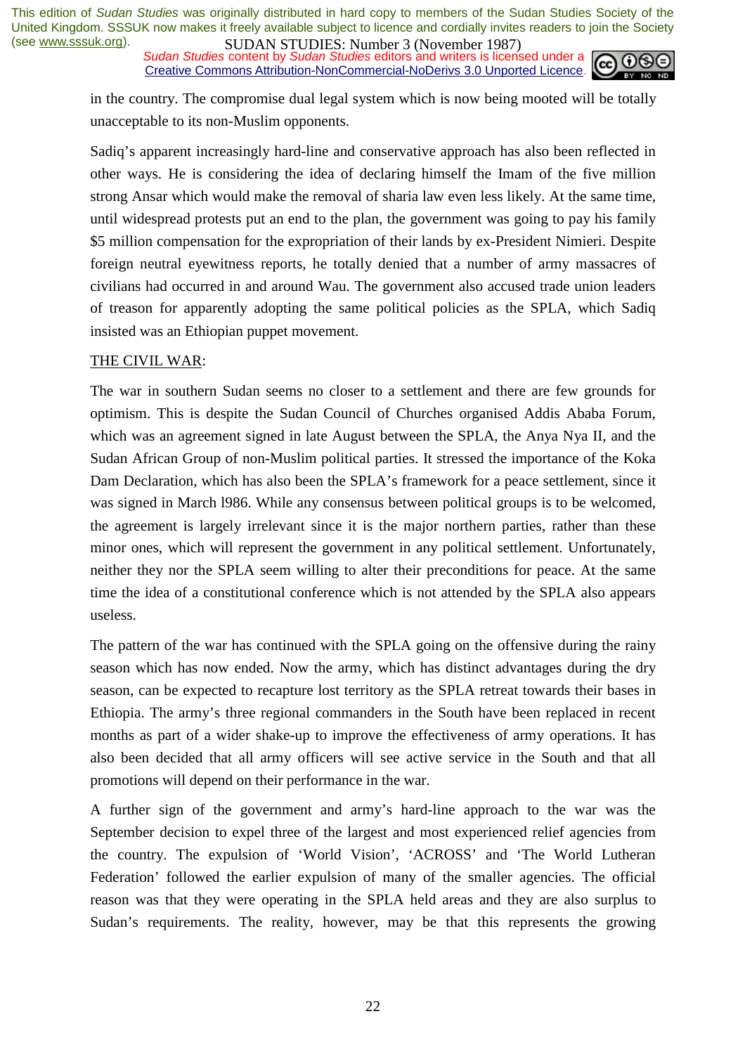in the country. The compromise dual legal system which is now being mooted will be totally unacceptable to its non-Muslim opponents.

Sadiq's apparent increasingly hard-line and conservative approach has also been reflected in other ways. He is considering the idea of declaring himself the Imam of the five million strong Ansar which would make the removal of sharia law even less likely. At the same time, until widespread protests put an end to the plan, the government was going to pay his family $5 million compensation for the expropriation of their lands by ex-President Nimieri. Despite foreign neutral eyewitness reports, he totally denied that a number of army massacres of civilians had occurred in and around Wau. The government also accused trade union leaders of treason for apparently adopting the same political policies as the SPLA, which Sadiq insisted was an Ethiopian puppet movement.

THE CIVIL WAR:

The war in southern Sudan seems no closer to a settlement and there are few grounds for optimism. This is despite the Sudan Council of Churches organised Addis Ababa Forum, which was an agreement signed in late August between the SPLA, the Anya Nya II, and the Sudan African Group of non-Muslim political parties. It stressed the importance of the Koka Dam Declaration, which has also been the SPLA's framework for a peace settlement, since it was signed in March l986. While any consensus between political groups is to be welcomed, the agreement is largely irrelevant since it is the major northern parties, rather than these minor ones, which will represent the government in any political settlement. Unfortunately, neither they nor the SPLA seem willing to alter their preconditions for peace. At the same time the idea of a constitutional conference which is not attended by the SPLA also appears useless.

The pattern of the war has continued with the SPLA going on the offensive during the rainy season which has now ended. Now the army, which has distinct advantages during the dry season, can be expected to recapture lost territory as the SPLA retreat towards their bases in Ethiopia. The army's three regional commanders in the South have been replaced in recent months as part of a wider shake-up to improve the effectiveness of army operations. It has also been decided that all army officers will see active service in the South and that all promotions will depend on their performance in the war.

A further sign of the government and army's hard-line approach to the war was the September decision to expel three of the largest and most experienced relief agencies from the country. The expulsion of 'World Vision', 'ACROSS' and 'The World Lutheran Federation' followed the earlier expulsion of many of the smaller agencies. The official reason was that they were operating in the SPLA held areas and they are also surplus to Sudan's requirements. The reality, however, may be that this represents the growing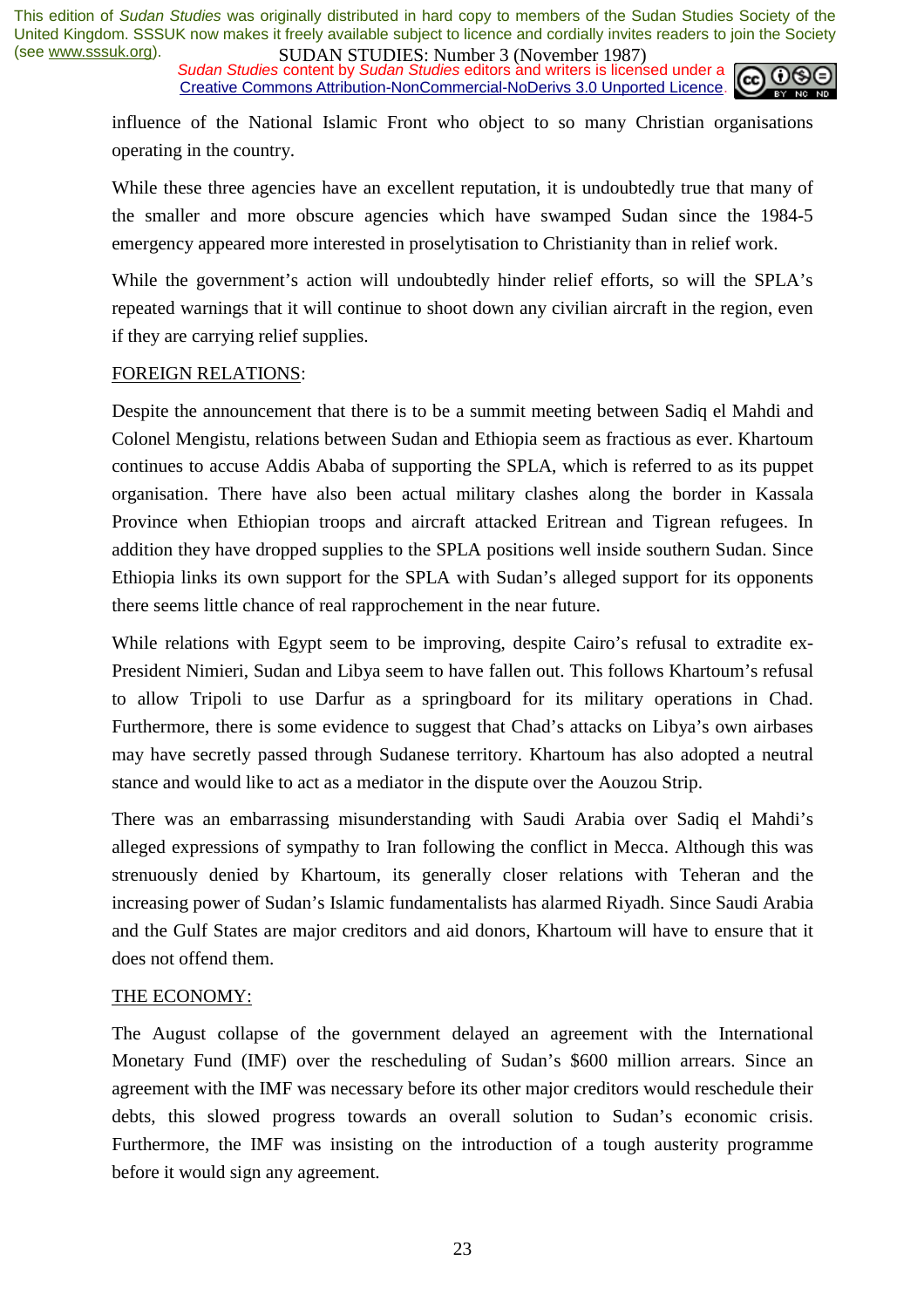influence of the National Islamic Front who object to so many Christian organisations operating in the country.

While these three agencies have an excellent reputation, it is undoubtedly true that many of the smaller and more obscure agencies which have swamped Sudan since the 1984-5 emergency appeared more interested in proselytisation to Christianity than in relief work.

While the government's action will undoubtedly hinder relief efforts, so will the SPLA's repeated warnings that it will continue to shoot down any civilian aircraft in the region, even if they are carrying relief supplies.

FOREIGN RELATIONS:

Despite the announcement that there is to be a summit meeting between Sadiq el Mahdi and Colonel Mengistu, relations between Sudan and Ethiopia seem as fractious as ever. Khartoum continues to accuse Addis Ababa of supporting the SPLA, which is referred to as its puppet organisation. There have also been actual military clashes along the border in Kassala Province when Ethiopian troops and aircraft attacked Eritrean and Tigrean refugees. In addition they have dropped supplies to the SPLA positions well inside southern Sudan. Since Ethiopia links its own support for the SPLA with Sudan's alleged support for its opponents there seems little chance of real rapprochement in the near future.

While relations with Egypt seem to be improving, despite Cairo's refusal to extradite ex-President Nimieri, Sudan and Libya seem to have fallen out. This follows Khartoum's refusal to allow Tripoli to use Darfur as a springboard for its military operations in Chad. Furthermore, there is some evidence to suggest that Chad's attacks on Libya's own airbases may have secretly passed through Sudanese territory. Khartoum has also adopted a neutral stance and would like to act as a mediator in the dispute over the Aouzou Strip.

There was an embarrassing misunderstanding with Saudi Arabia over Sadiq el Mahdi's alleged expressions of sympathy to Iran following the conflict in Mecca. Although this was strenuously denied by Khartoum, its generally closer relations with Teheran and the increasing power of Sudan's Islamic fundamentalists has alarmed Riyadh. Since Saudi Arabia and the Gulf States are major creditors and aid donors, Khartoum will have to ensure that it does not offend them.

THE ECONOMY:

The August collapse of the government delayed an agreement with the International Monetary Fund (IMF) over the rescheduling of Sudan's $600 million arrears. Since an agreement with the IMF was necessary before its other major creditors would reschedule their debts, this slowed progress towards an overall solution to Sudan's economic crisis. Furthermore, the IMF was insisting on the introduction of a tough austerity programme before it would sign any agreement.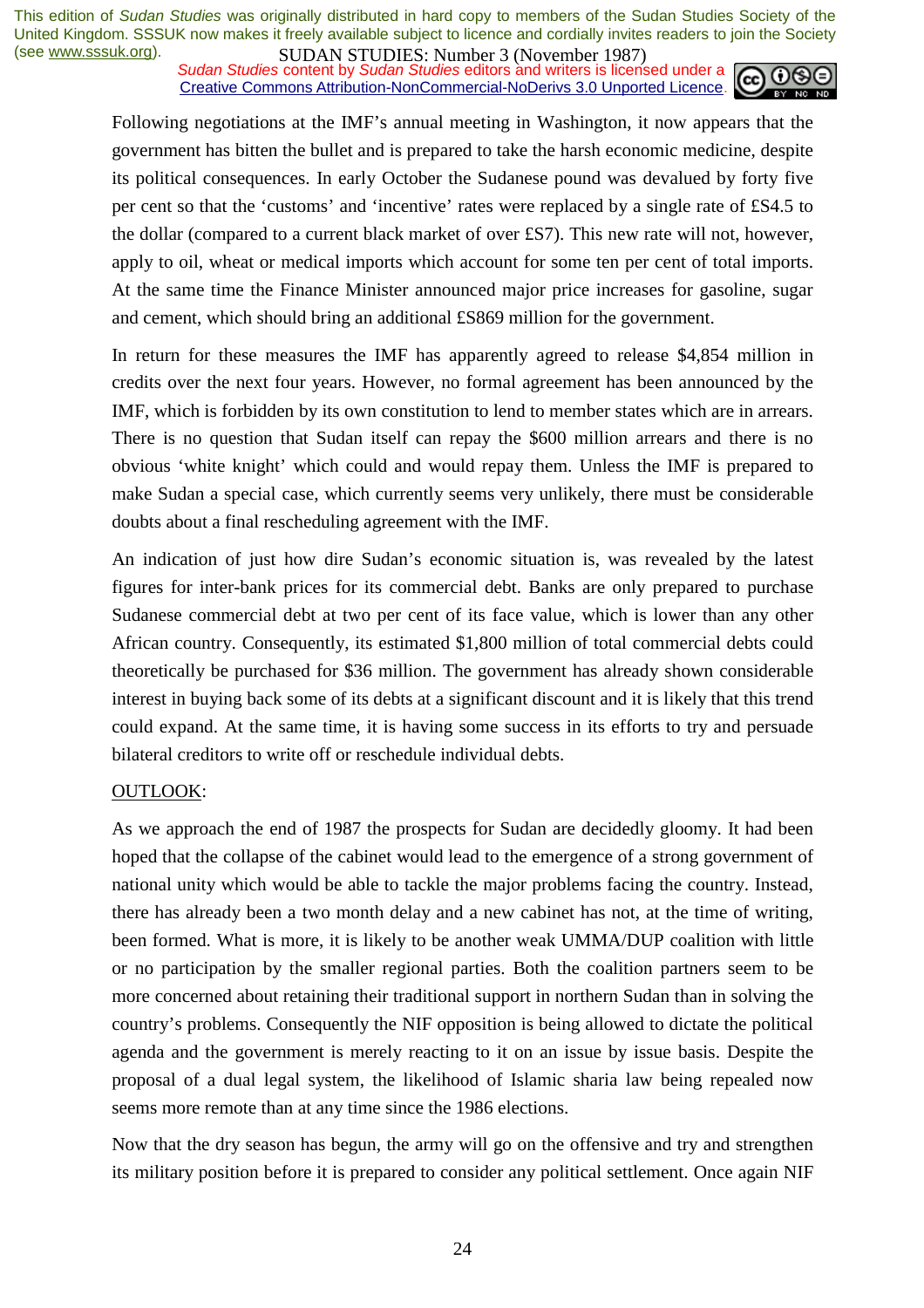Following negotiations at the IMF's annual meeting in Washington, it now appears that the government has bitten the bullet and is prepared to take the harsh economic medicine, despite its political consequences. In early October the Sudanese pound was devalued by forty five per cent so that the 'customs' and 'incentive' rates were replaced by a single rate of £S4.5 to the dollar (compared to a current black market of over £S7). This new rate will not, however, apply to oil, wheat or medical imports which account for some ten per cent of total imports. At the same time the Finance Minister announced major price increases for gasoline, sugar and cement, which should bring an additional £S869 million for the government.

In return for these measures the IMF has apparently agreed to release $4,854 million in credits over the next four years. However, no formal agreement has been announced by the IMF, which is forbidden by its own constitution to lend to member states which are in arrears. There is no question that Sudan itself can repay the $600 million arrears and there is no obvious 'white knight' which could and would repay them. Unless the IMF is prepared to make Sudan a special case, which currently seems very unlikely, there must be considerable doubts about a final rescheduling agreement with the IMF.

An indication of just how dire Sudan's economic situation is, was revealed by the latest figures for inter-bank prices for its commercial debt. Banks are only prepared to purchase Sudanese commercial debt at two per cent of its face value, which is lower than any other African country. Consequently, its estimated $1,800 million of total commercial debts could theoretically be purchased for $36 million. The government has already shown considerable interest in buying back some of its debts at a significant discount and it is likely that this trend could expand. At the same time, it is having some success in its efforts to try and persuade bilateral creditors to write off or reschedule individual debts.

<u>OUTLOOK</u>:

As we approach the end of 1987 the prospects for Sudan are decidedly gloomy. It had been hoped that the collapse of the cabinet would lead to the emergence of a strong government of national unity which would be able to tackle the major problems facing the country. Instead, there has already been a two month delay and a new cabinet has not, at the time of writing, been formed. What is more, it is likely to be another weak UMMA/DUP coalition with little or no participation by the smaller regional parties. Both the coalition partners seem to be more concerned about retaining their traditional support in northern Sudan than in solving the country's problems. Consequently the NIF opposition is being allowed to dictate the political agenda and the government is merely reacting to it on an issue by issue basis. Despite the proposal of a dual legal system, the likelihood of Islamic sharia law being repealed now seems more remote than at any time since the 1986 elections.

Now that the dry season has begun, the army will go on the offensive and try and strengthen its military position before it is prepared to consider any political settlement. Once again NIF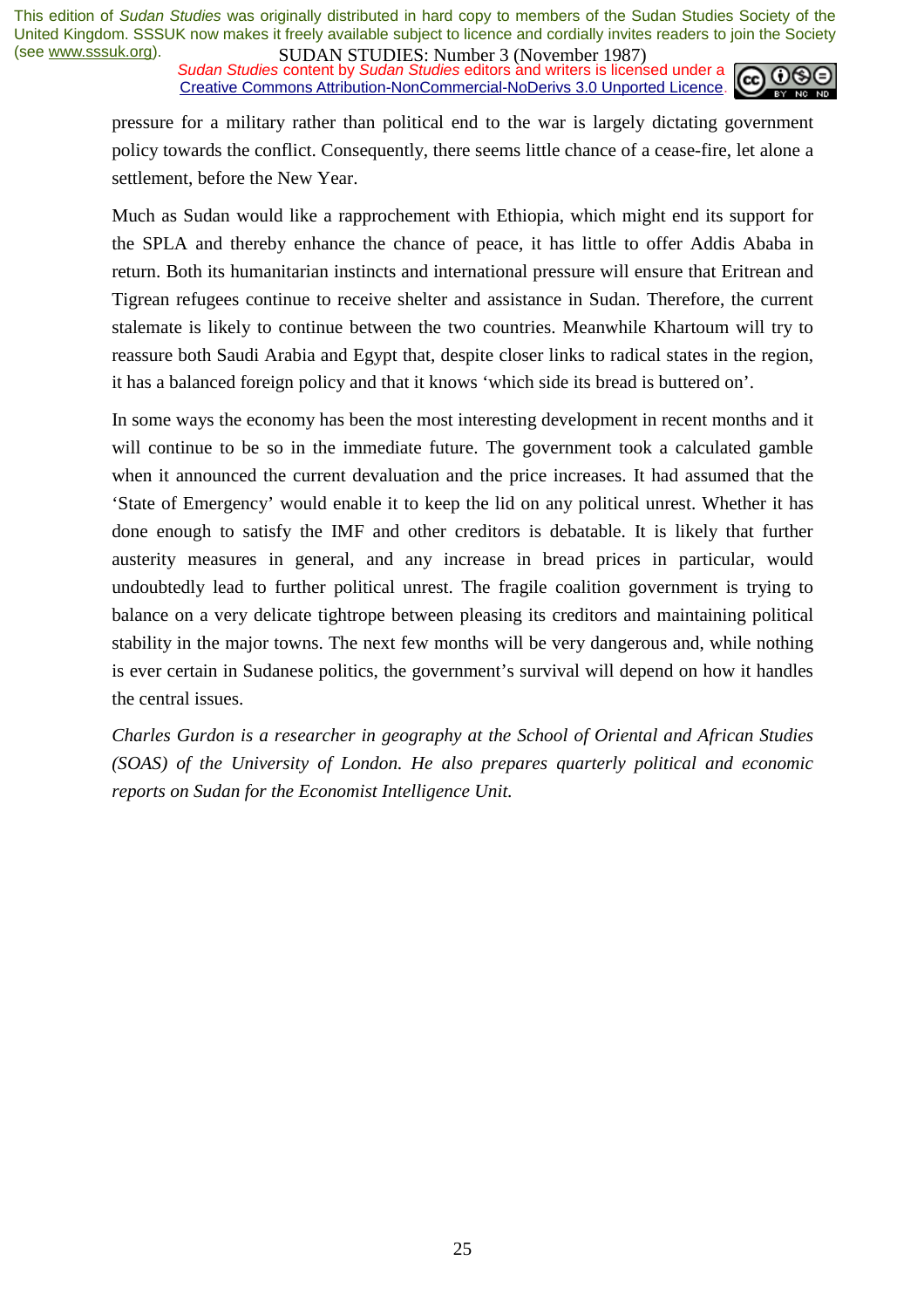pressure for a military rather than political end to the war is largely dictating government policy towards the conflict. Consequently, there seems little chance of a cease-fire, let alone a settlement, before the New Year.

Much as Sudan would like a rapprochement with Ethiopia, which might end its support for the SPLA and thereby enhance the chance of peace, it has little to offer Addis Ababa in return. Both its humanitarian instincts and international pressure will ensure that Eritrean and Tigrean refugees continue to receive shelter and assistance in Sudan. Therefore, the current stalemate is likely to continue between the two countries. Meanwhile Khartoum will try to reassure both Saudi Arabia and Egypt that, despite closer links to radical states in the region, it has a balanced foreign policy and that it knows 'which side its bread is buttered on'.

In some ways the economy has been the most interesting development in recent months and it will continue to be so in the immediate future. The government took a calculated gamble when it announced the current devaluation and the price increases. It had assumed that the 'State of Emergency' would enable it to keep the lid on any political unrest. Whether it has done enough to satisfy the IMF and other creditors is debatable. It is likely that further austerity measures in general, and any increase in bread prices in particular, would undoubtedly lead to further political unrest. The fragile coalition government is trying to balance on a very delicate tightrope between pleasing its creditors and maintaining political stability in the major towns. The next few months will be very dangerous and, while nothing is ever certain in Sudanese politics, the government's survival will depend on how it handles the central issues.

*Charles Gurdon is a researcher in geography at the School of Oriental and African Studies (SOAS) of the University of London. He also prepares quarterly political and economic reports on Sudan for the Economist Intelligence Unit.*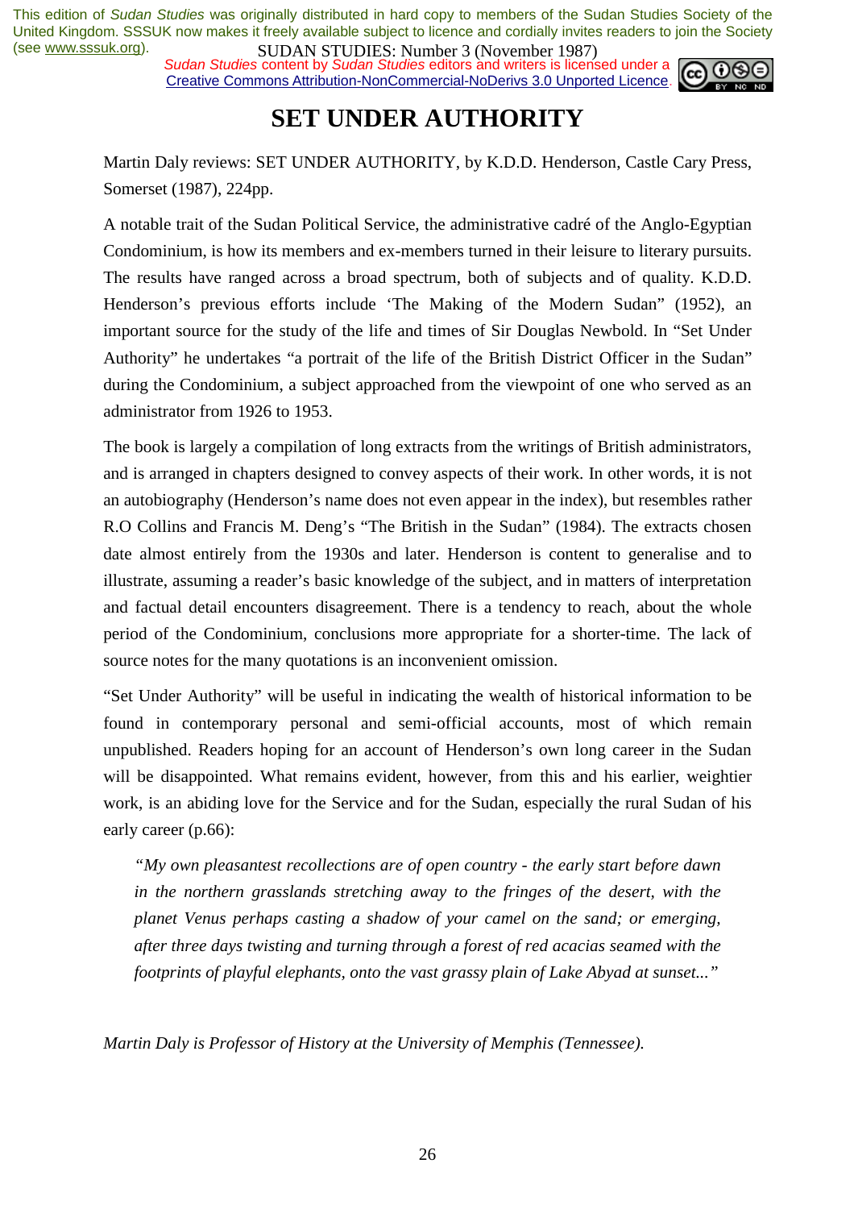# SET UNDER AUTHORITY

Martin Daly reviews: SET UNDER AUTHORITY, by K.D.D. Henderson, Castle Cary Press, Somerset (1987), 224pp.

A notable trait of the Sudan Political Service, the administrative cadré of the Anglo-Egyptian Condominium, is how its members and ex-members turned in their leisure to literary pursuits. The results have ranged across a broad spectrum, both of subjects and of quality. K.D.D. Henderson's previous efforts include 'The Making of the Modern Sudan" (1952), an important source for the study of the life and times of Sir Douglas Newbold. In "Set Under Authority" he undertakes "a portrait of the life of the British District Officer in the Sudan" during the Condominium, a subject approached from the viewpoint of one who served as an administrator from 1926 to 1953.

The book is largely a compilation of long extracts from the writings of British administrators, and is arranged in chapters designed to convey aspects of their work. In other words, it is not an autobiography (Henderson's name does not even appear in the index), but resembles rather R.O Collins and Francis M. Deng's "The British in the Sudan" (1984). The extracts chosen date almost entirely from the 1930s and later. Henderson is content to generalise and to illustrate, assuming a reader's basic knowledge of the subject, and in matters of interpretation and factual detail encounters disagreement. There is a tendency to reach, about the whole period of the Condominium, conclusions more appropriate for a shorter-time. The lack of source notes for the many quotations is an inconvenient omission.

"Set Under Authority" will be useful in indicating the wealth of historical information to be found in contemporary personal and semi-official accounts, most of which remain unpublished. Readers hoping for an account of Henderson's own long career in the Sudan will be disappointed. What remains evident, however, from this and his earlier, weightier work, is an abiding love for the Service and for the Sudan, especially the rural Sudan of his early career (p.66):

> *"My own pleasantest recollections are of open country - the early start before dawn in the northern grasslands stretching away to the fringes of the desert, with the planet Venus perhaps casting a shadow of your camel on the sand; or emerging, after three days twisting and turning through a forest of red acacias seamed with the footprints of playful elephants, onto the vast grassy plain of Lake Abyad at sunset..."*

*Martin Daly is Professor of History at the University of Memphis (Tennessee).*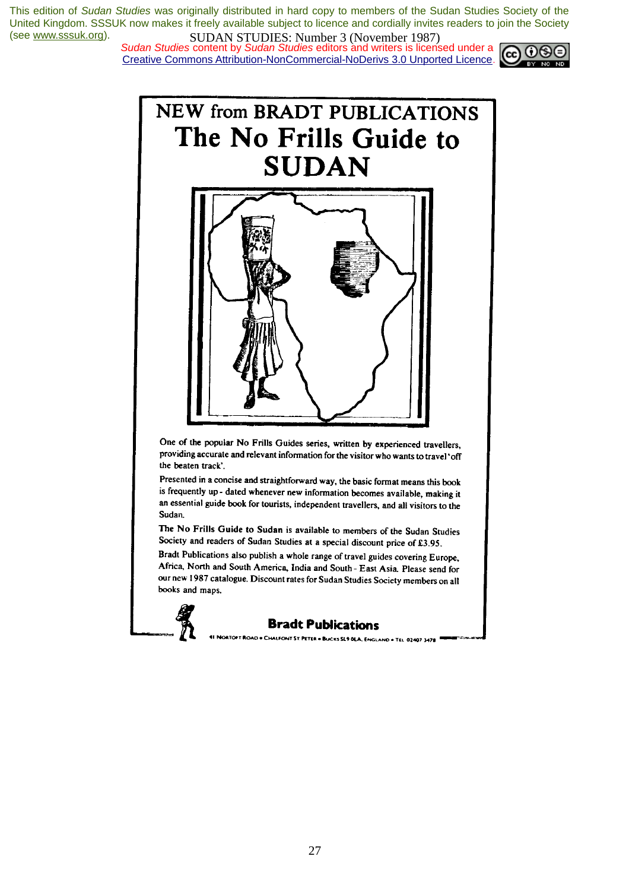# NEW from BRADT PUBLICATIONS

# The No Frills Guide to SUDAN

One of the popular No Frills Guides series, written by experienced travellers, providing accurate and relevant information for the visitor who wants to travel 'off the beaten track'.

Presented in a concise and straightforward way, the basic format means this book is frequently up-dated whenever new information becomes available, making it an essential guide book for tourists, independent travellers, and all visitors to the Sudan.

**The No Frills Guide to Sudan** is available to members of the Sudan Studies Society and readers of Sudan Studies at a special discount price of £3.95.

Bradt Publications also publish a whole range of travel guides covering Europe, Africa, North and South America, India and South - East Asia. Please send for our new 1987 catalogue. Discount rates for Sudan Studies Society members on all books and maps.

**Bradt Publications**

41 NORTOFT ROAD • CHALFONT ST PETER • BUCKS SL9 0LA, ENGLAND • TEL 02407 3478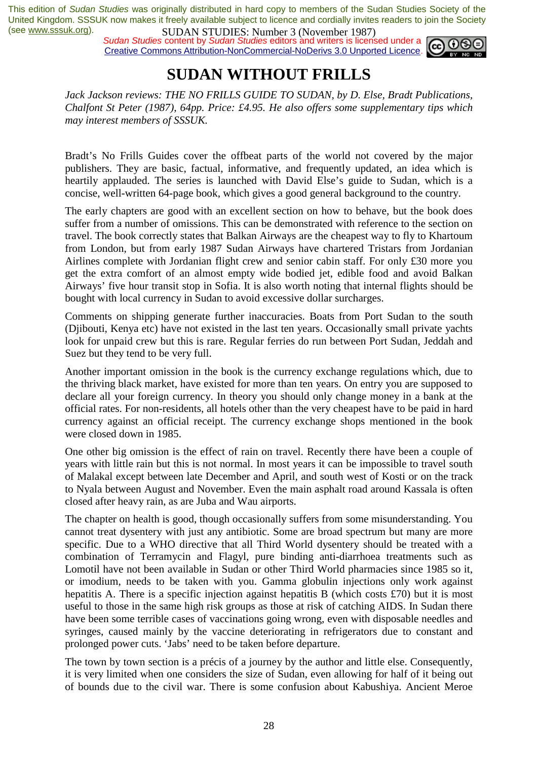# SUDAN WITHOUT FRILLS

*Jack Jackson reviews: THE NO FRILLS GUIDE TO SUDAN, by D. Else, Bradt Publications, Chalfont St Peter (1987), 64pp. Price: £4.95. He also offers some supplementary tips which may interest members of SSSUK.*

Bradt's No Frills Guides cover the offbeat parts of the world not covered by the major publishers. They are basic, factual, informative, and frequently updated, an idea which is heartily applauded. The series is launched with David Else's guide to Sudan, which is a concise, well-written 64-page book, which gives a good general background to the country.

The early chapters are good with an excellent section on how to behave, but the book does suffer from a number of omissions. This can be demonstrated with reference to the section on travel. The book correctly states that Balkan Airways are the cheapest way to fly to Khartoum from London, but from early 1987 Sudan Airways have chartered Tristars from Jordanian Airlines complete with Jordanian flight crew and senior cabin staff. For only £30 more you get the extra comfort of an almost empty wide bodied jet, edible food and avoid Balkan Airways' five hour transit stop in Sofia. It is also worth noting that internal flights should be bought with local currency in Sudan to avoid excessive dollar surcharges.

Comments on shipping generate further inaccuracies. Boats from Port Sudan to the south (Djibouti, Kenya etc) have not existed in the last ten years. Occasionally small private yachts look for unpaid crew but this is rare. Regular ferries do run between Port Sudan, Jeddah and Suez but they tend to be very full.

Another important omission in the book is the currency exchange regulations which, due to the thriving black market, have existed for more than ten years. On entry you are supposed to declare all your foreign currency. In theory you should only change money in a bank at the official rates. For non-residents, all hotels other than the very cheapest have to be paid in hard currency against an official receipt. The currency exchange shops mentioned in the book were closed down in 1985.

One other big omission is the effect of rain on travel. Recently there have been a couple of years with little rain but this is not normal. In most years it can be impossible to travel south of Malakal except between late December and April, and south west of Kosti or on the track to Nyala between August and November. Even the main asphalt road around Kassala is often closed after heavy rain, as are Juba and Wau airports.

The chapter on health is good, though occasionally suffers from some misunderstanding. You cannot treat dysentery with just any antibiotic. Some are broad spectrum but many are more specific. Due to a WHO directive that all Third World dysentery should be treated with a combination of Terramycin and Flagyl, pure binding anti-diarrhoea treatments such as Lomotil have not been available in Sudan or other Third World pharmacies since 1985 so it, or imodium, needs to be taken with you. Gamma globulin injections only work against hepatitis A. There is a specific injection against hepatitis B (which costs £70) but it is most useful to those in the same high risk groups as those at risk of catching AIDS. In Sudan there have been some terrible cases of vaccinations going wrong, even with disposable needles and syringes, caused mainly by the vaccine deteriorating in refrigerators due to constant and prolonged power cuts. 'Jabs' need to be taken before departure.

The town by town section is a précis of a journey by the author and little else. Consequently, it is very limited when one considers the size of Sudan, even allowing for half of it being out of bounds due to the civil war. There is some confusion about Kabushiya. Ancient Meroe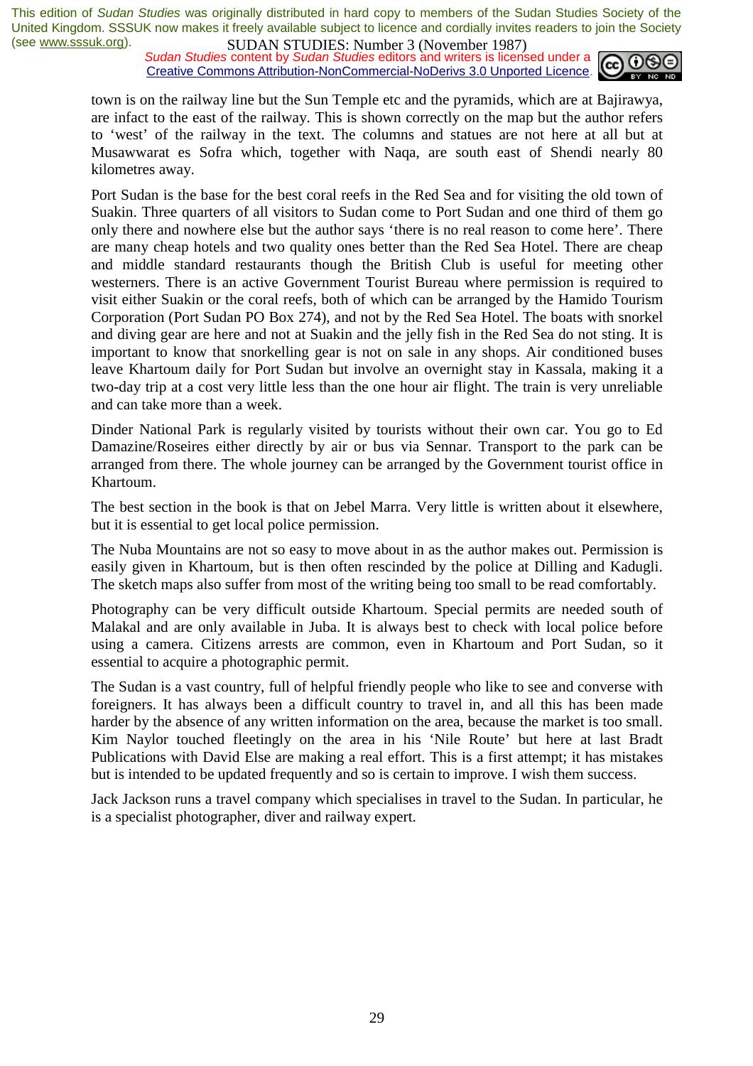town is on the railway line but the Sun Temple etc and the pyramids, which are at Bajirawya, are infact to the east of the railway. This is shown correctly on the map but the author refers to 'west' of the railway in the text. The columns and statues are not here at all but at Musawwarat es Sofra which, together with Naqa, are south east of Shendi nearly 80 kilometres away.

Port Sudan is the base for the best coral reefs in the Red Sea and for visiting the old town of Suakin. Three quarters of all visitors to Sudan come to Port Sudan and one third of them go only there and nowhere else but the author says 'there is no real reason to come here'. There are many cheap hotels and two quality ones better than the Red Sea Hotel. There are cheap and middle standard restaurants though the British Club is useful for meeting other westerners. There is an active Government Tourist Bureau where permission is required to visit either Suakin or the coral reefs, both of which can be arranged by the Hamido Tourism Corporation (Port Sudan PO Box 274), and not by the Red Sea Hotel. The boats with snorkel and diving gear are here and not at Suakin and the jelly fish in the Red Sea do not sting. It is important to know that snorkelling gear is not on sale in any shops. Air conditioned buses leave Khartoum daily for Port Sudan but involve an overnight stay in Kassala, making it a two-day trip at a cost very little less than the one hour air flight. The train is very unreliable and can take more than a week.

Dinder National Park is regularly visited by tourists without their own car. You go to Ed Damazine/Roseires either directly by air or bus via Sennar. Transport to the park can be arranged from there. The whole journey can be arranged by the Government tourist office in Khartoum.

The best section in the book is that on Jebel Marra. Very little is written about it elsewhere, but it is essential to get local police permission.

The Nuba Mountains are not so easy to move about in as the author makes out. Permission is easily given in Khartoum, but is then often rescinded by the police at Dilling and Kadugli. The sketch maps also suffer from most of the writing being too small to be read comfortably.

Photography can be very difficult outside Khartoum. Special permits are needed south of Malakal and are only available in Juba. It is always best to check with local police before using a camera. Citizens arrests are common, even in Khartoum and Port Sudan, so it essential to acquire a photographic permit.

The Sudan is a vast country, full of helpful friendly people who like to see and converse with foreigners. It has always been a difficult country to travel in, and all this has been made harder by the absence of any written information on the area, because the market is too small. Kim Naylor touched fleetingly on the area in his 'Nile Route' but here at last Bradt Publications with David Else are making a real effort. This is a first attempt; it has mistakes but is intended to be updated frequently and so is certain to improve. I wish them success.

Jack Jackson runs a travel company which specialises in travel to the Sudan. In particular, he is a specialist photographer, diver and railway expert.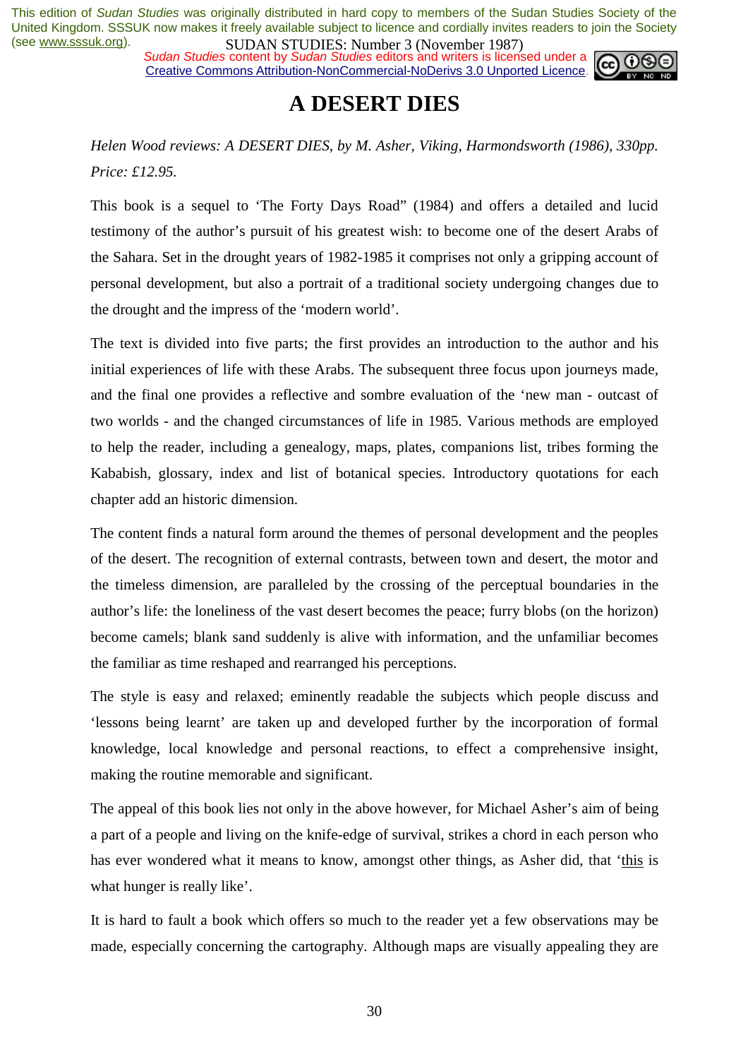This edition of *Sudan Studies* was originally distributed in hard copy to members of the Sudan Studies Society of the United Kingdom. SSSUK now makes it freely available subject to licence and cordially invites readers to join the Society (see www.sssuk.org).

SUDAN STUDIES: Number 3 (November 1987)

*Sudan Studies* content by *Sudan Studies* editors and writers is licensed under a Creative Commons Attribution-NonCommercial-NoDerivs 3.0 Unported Licence.

# A DESERT DIES

*Helen Wood reviews: A DESERT DIES, by M. Asher, Viking, Harmondsworth (1986), 330pp. Price: £12.95.*

This book is a sequel to 'The Forty Days Road" (1984) and offers a detailed and lucid testimony of the author's pursuit of his greatest wish: to become one of the desert Arabs of the Sahara. Set in the drought years of 1982-1985 it comprises not only a gripping account of personal development, but also a portrait of a traditional society undergoing changes due to the drought and the impress of the 'modern world'.

The text is divided into five parts; the first provides an introduction to the author and his initial experiences of life with these Arabs. The subsequent three focus upon journeys made, and the final one provides a reflective and sombre evaluation of the 'new man - outcast of two worlds - and the changed circumstances of life in 1985. Various methods are employed to help the reader, including a genealogy, maps, plates, companions list, tribes forming the Kababish, glossary, index and list of botanical species. Introductory quotations for each chapter add an historic dimension.

The content finds a natural form around the themes of personal development and the peoples of the desert. The recognition of external contrasts, between town and desert, the motor and the timeless dimension, are paralleled by the crossing of the perceptual boundaries in the author's life: the loneliness of the vast desert becomes the peace; furry blobs (on the horizon) become camels; blank sand suddenly is alive with information, and the unfamiliar becomes the familiar as time reshaped and rearranged his perceptions.

The style is easy and relaxed; eminently readable the subjects which people discuss and 'lessons being learnt' are taken up and developed further by the incorporation of formal knowledge, local knowledge and personal reactions, to effect a comprehensive insight, making the routine memorable and significant.

The appeal of this book lies not only in the above however, for Michael Asher's aim of being a part of a people and living on the knife-edge of survival, strikes a chord in each person who has ever wondered what it means to know, amongst other things, as Asher did, that '<u>this</u> is what hunger is really like'.

It is hard to fault a book which offers so much to the reader yet a few observations may be made, especially concerning the cartography. Although maps are visually appealing they are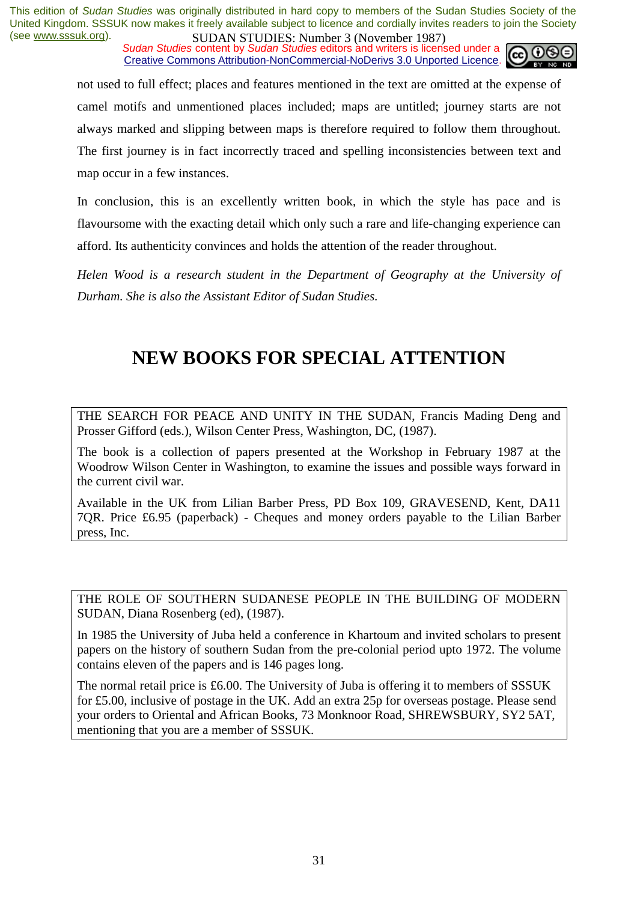not used to full effect; places and features mentioned in the text are omitted at the expense of camel motifs and unmentioned places included; maps are untitled; journey starts are not always marked and slipping between maps is therefore required to follow them throughout. The first journey is in fact incorrectly traced and spelling inconsistencies between text and map occur in a few instances.

In conclusion, this is an excellently written book, in which the style has pace and is flavoursome with the exacting detail which only such a rare and life-changing experience can afford. Its authenticity convinces and holds the attention of the reader throughout.

*Helen Wood is a research student in the Department of Geography at the University of Durham. She is also the Assistant Editor of Sudan Studies.*

# NEW BOOKS FOR SPECIAL ATTENTION

THE SEARCH FOR PEACE AND UNITY IN THE SUDAN, Francis Mading Deng and Prosser Gifford (eds.), Wilson Center Press, Washington, DC, (1987).

The book is a collection of papers presented at the Workshop in February 1987 at the Woodrow Wilson Center in Washington, to examine the issues and possible ways forward in the current civil war.

Available in the UK from Lilian Barber Press, PD Box 109, GRAVESEND, Kent, DA11 7QR. Price £6.95 (paperback) - Cheques and money orders payable to the Lilian Barber press, Inc.

THE ROLE OF SOUTHERN SUDANESE PEOPLE IN THE BUILDING OF MODERN SUDAN, Diana Rosenberg (ed), (1987).

In 1985 the University of Juba held a conference in Khartoum and invited scholars to present papers on the history of southern Sudan from the pre-colonial period upto 1972. The volume contains eleven of the papers and is 146 pages long.

The normal retail price is £6.00. The University of Juba is offering it to members of SSSUK for £5.00, inclusive of postage in the UK. Add an extra 25p for overseas postage. Please send your orders to Oriental and African Books, 73 Monknoor Road, SHREWSBURY, SY2 5AT, mentioning that you are a member of SSSUK.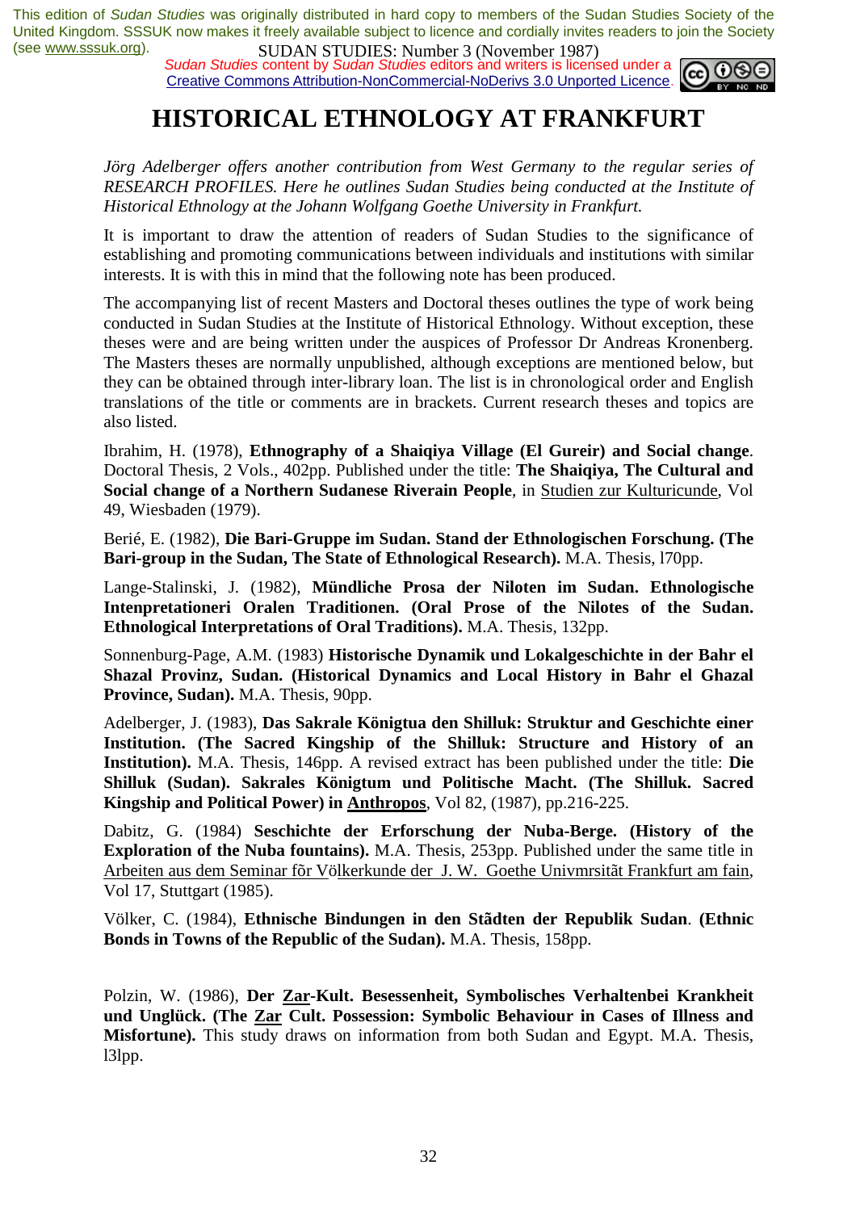# HISTORICAL ETHNOLOGY AT FRANKFURT

*Jörg Adelberger offers another contribution from West Germany to the regular series of RESEARCH PROFILES. Here he outlines Sudan Studies being conducted at the Institute of Historical Ethnology at the Johann Wolfgang Goethe University in Frankfurt.*

It is important to draw the attention of readers of Sudan Studies to the significance of establishing and promoting communications between individuals and institutions with similar interests. It is with this in mind that the following note has been produced.

The accompanying list of recent Masters and Doctoral theses outlines the type of work being conducted in Sudan Studies at the Institute of Historical Ethnology. Without exception, these theses were and are being written under the auspices of Professor Dr Andreas Kronenberg. The Masters theses are normally unpublished, although exceptions are mentioned below, but they can be obtained through inter-library loan. The list is in chronological order and English translations of the title or comments are in brackets. Current research theses and topics are also listed.

Ibrahim, H. (1978), **Ethnography of a Shaiqiya Village (El Gureir) and Social change**. Doctoral Thesis, 2 Vols., 402pp. Published under the title: **The Shaiqiya, The Cultural and Social change of a Northern Sudanese Riverain People**, in Studien zur Kulturicunde, Vol 49, Wiesbaden (1979).

Berié, E. (1982), **Die Bari-Gruppe im Sudan. Stand der Ethnologischen Forschung. (The Bari-group in the Sudan, The State of Ethnological Research).** M.A. Thesis, l70pp.

Lange-Stalinski, J. (1982), **Mündliche Prosa der Niloten im Sudan. Ethnologische Intenpretationeri Oralen Traditionen. (Oral Prose of the Nilotes of the Sudan. Ethnological Interpretations of Oral Traditions).** M.A. Thesis, 132pp.

Sonnenburg-Page, A.M. (1983) **Historische Dynamik und Lokalgeschichte in der Bahr el Shazal Provinz, Sudan. (Historical Dynamics and Local History in Bahr el Ghazal Province, Sudan).** M.A. Thesis, 90pp.

Adelberger, J. (1983), **Das Sakrale Königtua den Shilluk: Struktur and Geschichte einer Institution. (The Sacred Kingship of the Shilluk: Structure and History of an Institution).** M.A. Thesis, 146pp. A revised extract has been published under the title: **Die Shilluk (Sudan). Sakrales Königtum und Politische Macht. (The Shilluk. Sacred Kingship and Political Power) in Anthropos**, Vol 82, (1987), pp.216-225.

Dabitz, G. (1984) **Seschichte der Erforschung der Nuba-Berge. (History of the Exploration of the Nuba fountains).** M.A. Thesis, 253pp. Published under the same title in Arbeiten aus dem Seminar fõr Völkerkunde der J. W. Goethe Univmrsitãt Frankfurt am fain, Vol 17, Stuttgart (1985).

Völker, C. (1984), **Ethnische Bindungen in den Stãdten der Republik Sudan**. **(Ethnic Bonds in Towns of the Republic of the Sudan).** M.A. Thesis, 158pp.

Polzin, W. (1986), **Der Zar-Kult. Besessenheit, Symbolisches Verhaltenbei Krankheit und Unglück. (The Zar Cult. Possession: Symbolic Behaviour in Cases of Illness and Misfortune).** This study draws on information from both Sudan and Egypt. M.A. Thesis, l3lpp.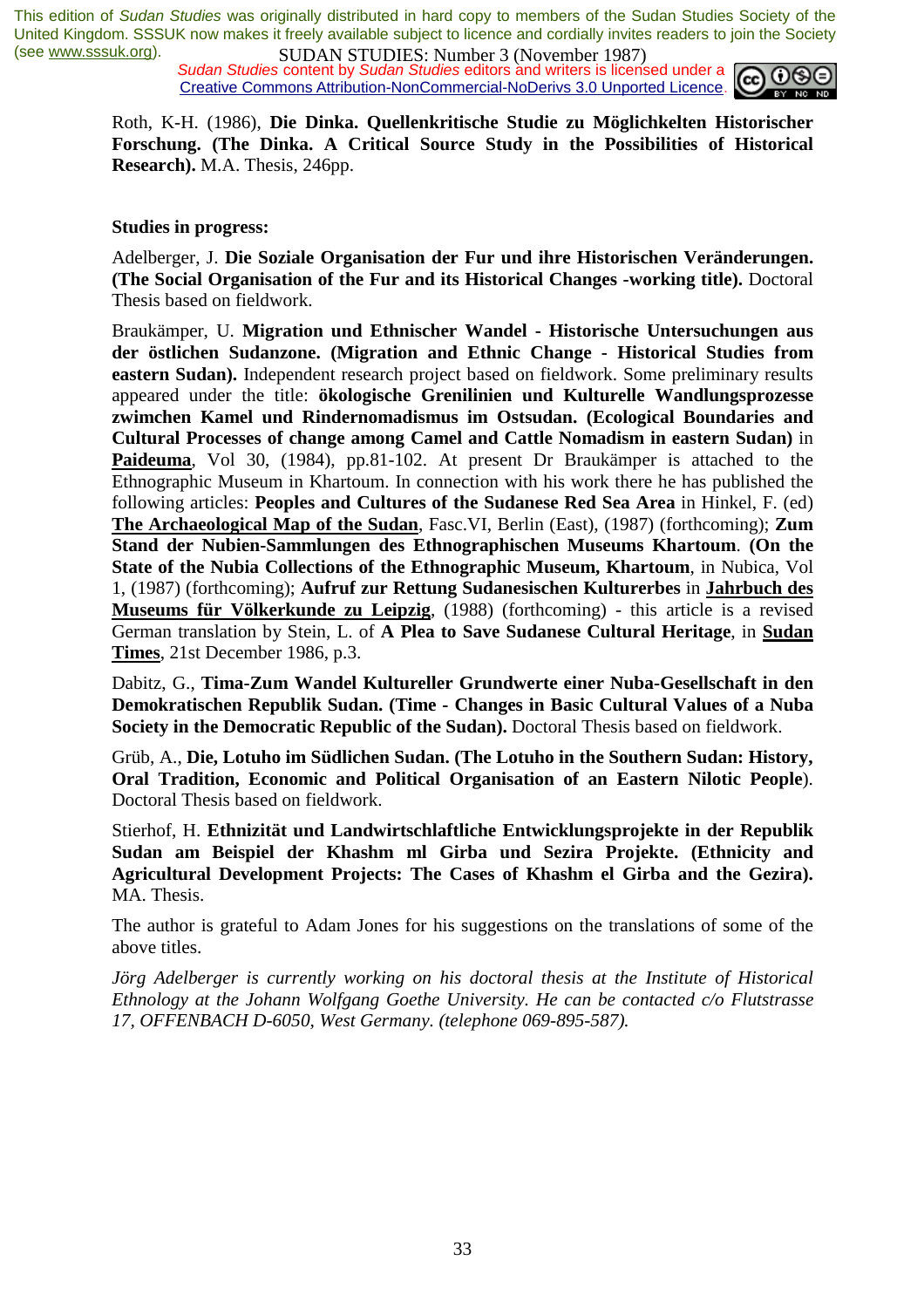Roth, K-H. (1986), **Die Dinka. Quellenkritische Studie zu Möglichkelten Historischer Forschung. (The Dinka. A Critical Source Study in the Possibilities of Historical Research).** M.A. Thesis, 246pp.

**Studies in progress:**

Adelberger, J. **Die Soziale Organisation der Fur und ihre Historischen Veränderungen. (The Social Organisation of the Fur and its Historical Changes -working title).** Doctoral Thesis based on fieldwork.

Braukämper, U. **Migration und Ethnischer Wandel - Historische Untersuchungen aus der östlichen Sudanzone. (Migration and Ethnic Change - Historical Studies from eastern Sudan).** Independent research project based on fieldwork. Some preliminary results appeared under the title: **ökologische Grenilinien und Kulturelle Wandlungsprozesse zwimchen Kamel und Rindernomadismus im Ostsudan. (Ecological Boundaries and Cultural Processes of change among Camel and Cattle Nomadism in eastern Sudan)** in **Paideuma**, Vol 30, (1984), pp.81-102. At present Dr Braukämper is attached to the Ethnographic Museum in Khartoum. In connection with his work there he has published the following articles: **Peoples and Cultures of the Sudanese Red Sea Area** in Hinkel, F. (ed) **The Archaeological Map of the Sudan**, Fasc.VI, Berlin (East), (1987) (forthcoming); **Zum Stand der Nubien-Sammlungen des Ethnographischen Museums Khartoum**. **(On the State of the Nubia Collections of the Ethnographic Museum, Khartoum**, in Nubica, Vol 1, (1987) (forthcoming); **Aufruf zur Rettung Sudanesischen Kulturerbes** in **Jahrbuch des Museums für Völkerkunde zu Leipzig**, (1988) (forthcoming) - this article is a revised German translation by Stein, L. of **A Plea to Save Sudanese Cultural Heritage**, in **Sudan Times**, 21st December 1986, p.3.

Dabitz, G., **Tima-Zum Wandel Kultureller Grundwerte einer Nuba-Gesellschaft in den Demokratischen Republik Sudan. (Time - Changes in Basic Cultural Values of a Nuba Society in the Democratic Republic of the Sudan).** Doctoral Thesis based on fieldwork.

Grüb, A., **Die, Lotuho im Südlichen Sudan. (The Lotuho in the Southern Sudan: History, Oral Tradition, Economic and Political Organisation of an Eastern Nilotic People**). Doctoral Thesis based on fieldwork.

Stierhof, H. **Ethnizität und Landwirtschlaftliche Entwicklungsprojekte in der Republik Sudan am Beispiel der Khashm ml Girba und Sezira Projekte. (Ethnicity and Agricultural Development Projects: The Cases of Khashm el Girba and the Gezira).** MA. Thesis.

The author is grateful to Adam Jones for his suggestions on the translations of some of the above titles.

*Jörg Adelberger is currently working on his doctoral thesis at the Institute of Historical Ethnology at the Johann Wolfgang Goethe University. He can be contacted c/o Flutstrasse 17, OFFENBACH D-6050, West Germany. (telephone 069-895-587).*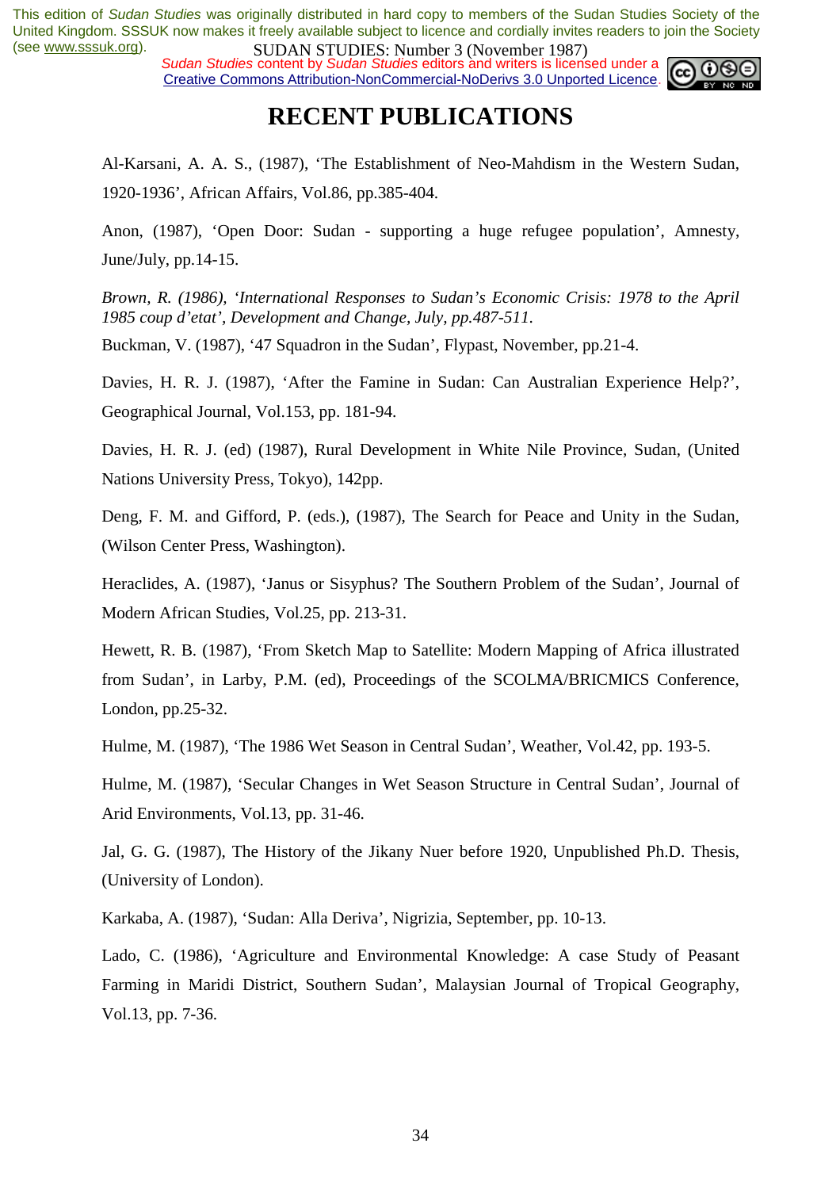# RECENT PUBLICATIONS

Al-Karsani, A. A. S., (1987), 'The Establishment of Neo-Mahdism in the Western Sudan, 1920-1936', African Affairs, Vol.86, pp.385-404.

Anon, (1987), 'Open Door: Sudan - supporting a huge refugee population', Amnesty, June/July, pp.14-15.

*Brown, R. (1986), 'International Responses to Sudan's Economic Crisis: 1978 to the April 1985 coup d'etat', Development and Change, July, pp.487-511.*

Buckman, V. (1987), '47 Squadron in the Sudan', Flypast, November, pp.21-4.

Davies, H. R. J. (1987), 'After the Famine in Sudan: Can Australian Experience Help?', Geographical Journal, Vol.153, pp. 181-94.

Davies, H. R. J. (ed) (1987), Rural Development in White Nile Province, Sudan, (United Nations University Press, Tokyo), 142pp.

Deng, F. M. and Gifford, P. (eds.), (1987), The Search for Peace and Unity in the Sudan, (Wilson Center Press, Washington).

Heraclides, A. (1987), 'Janus or Sisyphus? The Southern Problem of the Sudan', Journal of Modern African Studies, Vol.25, pp. 213-31.

Hewett, R. B. (1987), 'From Sketch Map to Satellite: Modern Mapping of Africa illustrated from Sudan', in Larby, P.M. (ed), Proceedings of the SCOLMA/BRICMICS Conference, London, pp.25-32.

Hulme, M. (1987), 'The 1986 Wet Season in Central Sudan', Weather, Vol.42, pp. 193-5.

Hulme, M. (1987), 'Secular Changes in Wet Season Structure in Central Sudan', Journal of Arid Environments, Vol.13, pp. 31-46.

Jal, G. G. (1987), The History of the Jikany Nuer before 1920, Unpublished Ph.D. Thesis, (University of London).

Karkaba, A. (1987), 'Sudan: Alla Deriva', Nigrizia, September, pp. 10-13.

Lado, C. (1986), 'Agriculture and Environmental Knowledge: A case Study of Peasant Farming in Maridi District, Southern Sudan', Malaysian Journal of Tropical Geography, Vol.13, pp. 7-36.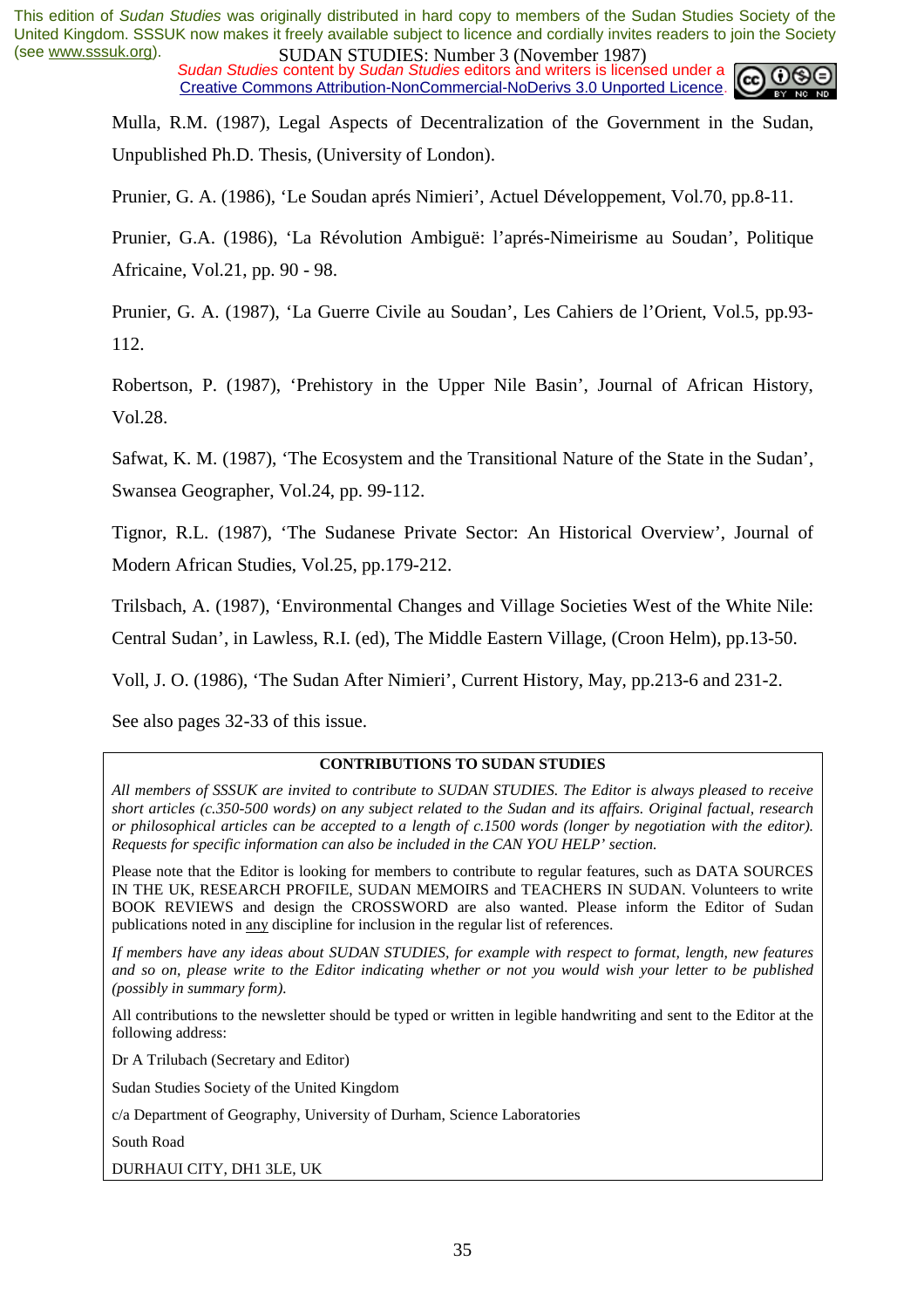This edition of *Sudan Studies* was originally distributed in hard copy to members of the Sudan Studies Society of the United Kingdom. SSSUK now makes it freely available subject to licence and cordially invites readers to join the Society (see www.sssuk.org).

*Sudan Studies* content by *Sudan Studies* editors and writers is licensed under a Creative Commons Attribution-NonCommercial-NoDerivs 3.0 Unported Licence.

Mulla, R.M. (1987), Legal Aspects of Decentralization of the Government in the Sudan, Unpublished Ph.D. Thesis, (University of London).

Prunier, G. A. (1986), 'Le Soudan aprés Nimieri', Actuel Développement, Vol.70, pp.8-11.

Prunier, G.A. (1986), 'La Révolution Ambiguë: l'aprés-Nimeirisme au Soudan', Politique Africaine, Vol.21, pp. 90 - 98.

Prunier, G. A. (1987), 'La Guerre Civile au Soudan', Les Cahiers de l'Orient, Vol.5, pp.93-112.

Robertson, P. (1987), 'Prehistory in the Upper Nile Basin', Journal of African History, Vol.28.

Safwat, K. M. (1987), 'The Ecosystem and the Transitional Nature of the State in the Sudan', Swansea Geographer, Vol.24, pp. 99-112.

Tignor, R.L. (1987), 'The Sudanese Private Sector: An Historical Overview', Journal of Modern African Studies, Vol.25, pp.179-212.

Trilsbach, A. (1987), 'Environmental Changes and Village Societies West of the White Nile: Central Sudan', in Lawless, R.I. (ed), The Middle Eastern Village, (Croon Helm), pp.13-50.

Voll, J. O. (1986), 'The Sudan After Nimieri', Current History, May, pp.213-6 and 231-2.

See also pages 32-33 of this issue.

## CONTRIBUTIONS TO SUDAN STUDIES

*All members of SSSUK are invited to contribute to SUDAN STUDIES. The Editor is always pleased to receive short articles (c.350-500 words) on any subject related to the Sudan and its affairs. Original factual, research or philosophical articles can be accepted to a length of c.1500 words (longer by negotiation with the editor). Requests for specific information can also be included in the CAN YOU HELP' section.*

Please note that the Editor is looking for members to contribute to regular features, such as DATA SOURCES IN THE UK, RESEARCH PROFILE, SUDAN MEMOIRS and TEACHERS IN SUDAN. Volunteers to write BOOK REVIEWS and design the CROSSWORD are also wanted. Please inform the Editor of Sudan publications noted in <u>any</u> discipline for inclusion in the regular list of references.

*If members have any ideas about SUDAN STUDIES, for example with respect to format, length, new features and so on, please write to the Editor indicating whether or not you would wish your letter to be published (possibly in summary form).*

All contributions to the newsletter should be typed or written in legible handwriting and sent to the Editor at the following address:

Dr A Trilubach (Secretary and Editor)

Sudan Studies Society of the United Kingdom

c/a Department of Geography, University of Durham, Science Laboratories

South Road

DURHAUI CITY, DH1 3LE, UK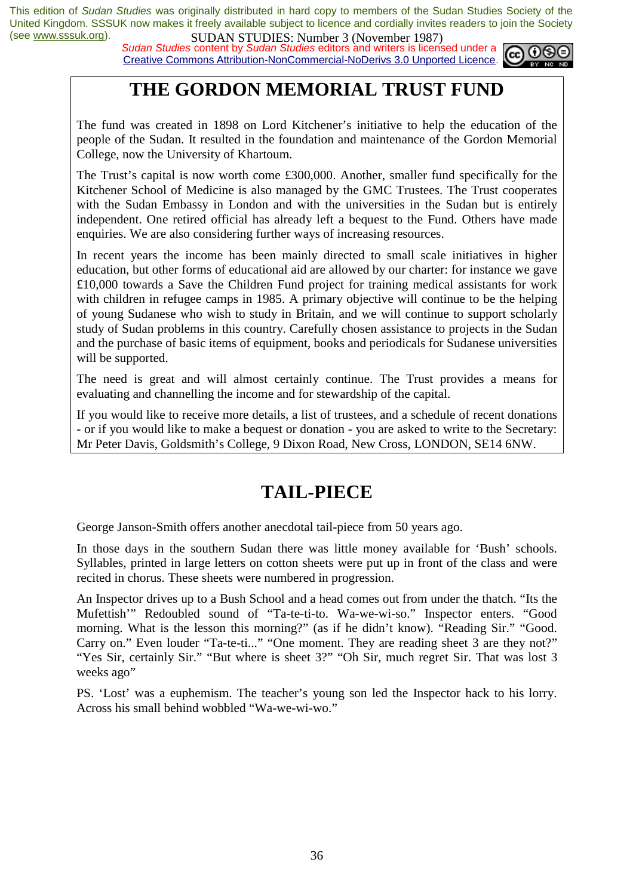# THE GORDON MEMORIAL TRUST FUND

The fund was created in 1898 on Lord Kitchener's initiative to help the education of the people of the Sudan. It resulted in the foundation and maintenance of the Gordon Memorial College, now the University of Khartoum.

The Trust's capital is now worth come £300,000. Another, smaller fund specifically for the Kitchener School of Medicine is also managed by the GMC Trustees. The Trust cooperates with the Sudan Embassy in London and with the universities in the Sudan but is entirely independent. One retired official has already left a bequest to the Fund. Others have made enquiries. We are also considering further ways of increasing resources.

In recent years the income has been mainly directed to small scale initiatives in higher education, but other forms of educational aid are allowed by our charter: for instance we gave £10,000 towards a Save the Children Fund project for training medical assistants for work with children in refugee camps in 1985. A primary objective will continue to be the helping of young Sudanese who wish to study in Britain, and we will continue to support scholarly study of Sudan problems in this country. Carefully chosen assistance to projects in the Sudan and the purchase of basic items of equipment, books and periodicals for Sudanese universities will be supported.

The need is great and will almost certainly continue. The Trust provides a means for evaluating and channelling the income and for stewardship of the capital.

If you would like to receive more details, a list of trustees, and a schedule of recent donations - or if you would like to make a bequest or donation - you are asked to write to the Secretary: Mr Peter Davis, Goldsmith's College, 9 Dixon Road, New Cross, LONDON, SE14 6NW.

# TAIL-PIECE

George Janson-Smith offers another anecdotal tail-piece from 50 years ago.

In those days in the southern Sudan there was little money available for 'Bush' schools. Syllables, printed in large letters on cotton sheets were put up in front of the class and were recited in chorus. These sheets were numbered in progression.

An Inspector drives up to a Bush School and a head comes out from under the thatch. "Its the Mufettish'" Redoubled sound of "Ta-te-ti-to. Wa-we-wi-so." Inspector enters. "Good morning. What is the lesson this morning?" (as if he didn't know). "Reading Sir." "Good. Carry on." Even louder "Ta-te-ti..." "One moment. They are reading sheet 3 are they not?" "Yes Sir, certainly Sir." "But where is sheet 3?" "Oh Sir, much regret Sir. That was lost 3 weeks ago"

PS. 'Lost' was a euphemism. The teacher's young son led the Inspector hack to his lorry. Across his small behind wobbled "Wa-we-wi-wo."